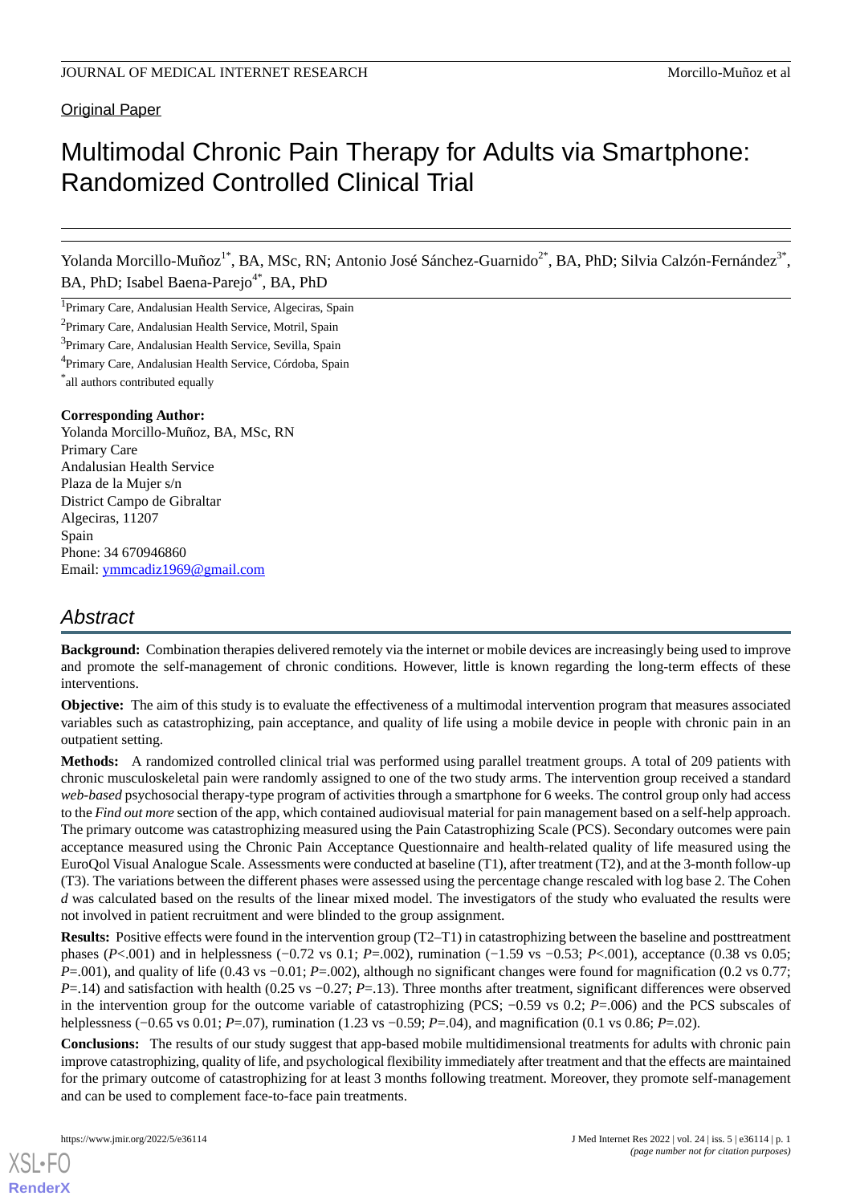Original Paper

# Multimodal Chronic Pain Therapy for Adults via Smartphone: Randomized Controlled Clinical Trial

Yolanda Morcillo-Muñoz[1*], BA, MSc, RN; Antonio José Sánchez-Guarnido[2*], BA, PhD; Silvia Calzón-Fernández[3*], BA, PhD; Isabel Baena-Parejo[4*], BA, PhD

[1]Primary Care, Andalusian Health Service, Algeciras, Spain

[2]Primary Care, Andalusian Health Service, Motril, Spain

[3]Primary Care, Andalusian Health Service, Sevilla, Spain

[4]Primary Care, Andalusian Health Service, Córdoba, Spain

[*]all authors contributed equally

**Corresponding Author:**
Yolanda Morcillo-Muñoz, BA, MSc, RN
Primary Care
Andalusian Health Service
Plaza de la Mujer s/n
District Campo de Gibraltar
Algeciras, 11207
Spain
Phone: 34 670946860
Email: ymmcadiz1969@gmail.com

## *Abstract*

**Background:** Combination therapies delivered remotely via the internet or mobile devices are increasingly being used to improve and promote the self-management of chronic conditions. However, little is known regarding the long-term effects of these interventions.

**Objective:** The aim of this study is to evaluate the effectiveness of a multimodal intervention program that measures associated variables such as catastrophizing, pain acceptance, and quality of life using a mobile device in people with chronic pain in an outpatient setting.

**Methods:** A randomized controlled clinical trial was performed using parallel treatment groups. A total of 209 patients with chronic musculoskeletal pain were randomly assigned to one of the two study arms. The intervention group received a standard *web-based* psychosocial therapy-type program of activities through a smartphone for 6 weeks. The control group only had access to the *Find out more* section of the app, which contained audiovisual material for pain management based on a self-help approach. The primary outcome was catastrophizing measured using the Pain Catastrophizing Scale (PCS). Secondary outcomes were pain acceptance measured using the Chronic Pain Acceptance Questionnaire and health-related quality of life measured using the EuroQol Visual Analogue Scale. Assessments were conducted at baseline (T1), after treatment (T2), and at the 3-month follow-up (T3). The variations between the different phases were assessed using the percentage change rescaled with log base 2. The Cohen *d* was calculated based on the results of the linear mixed model. The investigators of the study who evaluated the results were not involved in patient recruitment and were blinded to the group assignment.

**Results:** Positive effects were found in the intervention group (T2–T1) in catastrophizing between the baseline and posttreatment phases ($P<.001$) and in helplessness (−0.72 vs 0.1; $P=.002$), rumination (−1.59 vs −0.53; $P<.001$), acceptance (0.38 vs 0.05; $P=.001$), and quality of life (0.43 vs −0.01; $P=.002$), although no significant changes were found for magnification (0.2 vs 0.77; $P=.14$) and satisfaction with health (0.25 vs −0.27; $P=.13$). Three months after treatment, significant differences were observed in the intervention group for the outcome variable of catastrophizing (PCS; −0.59 vs 0.2; $P=.006$) and the PCS subscales of helplessness (−0.65 vs 0.01; $P=.07$), rumination (1.23 vs −0.59; $P=.04$), and magnification (0.1 vs 0.86; $P=.02$).

**Conclusions:** The results of our study suggest that app-based mobile multidimensional treatments for adults with chronic pain improve catastrophizing, quality of life, and psychological flexibility immediately after treatment and that the effects are maintained for the primary outcome of catastrophizing for at least 3 months following treatment. Moreover, they promote self-management and can be used to complement face-to-face pain treatments.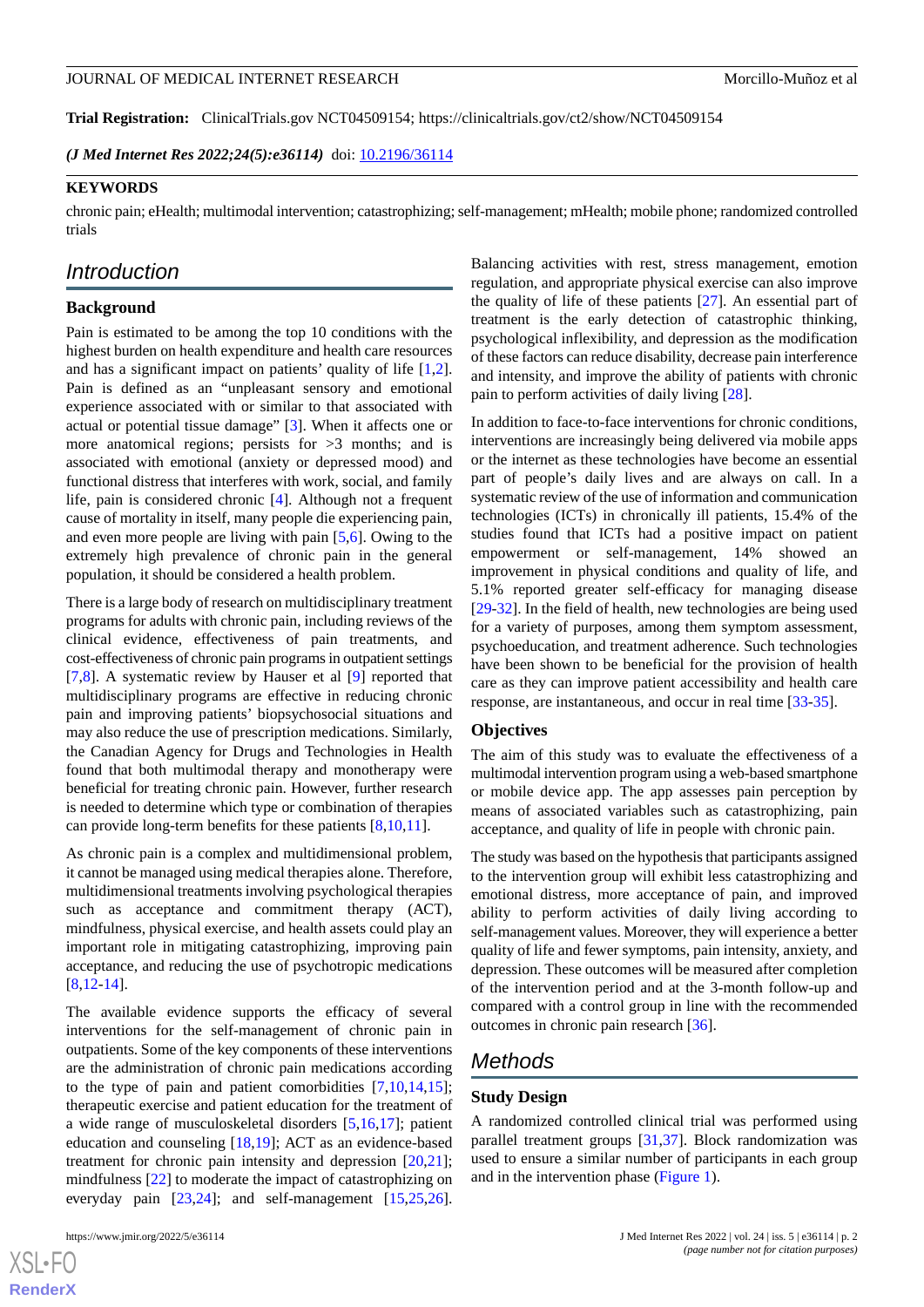**Trial Registration:** ClinicalTrials.gov NCT04509154; https://clinicaltrials.gov/ct2/show/NCT04509154

*(J Med Internet Res 2022;24(5):e36114)* doi: 10.2196/36114

**KEYWORDS**

chronic pain; eHealth; multimodal intervention; catastrophizing; self-management; mHealth; mobile phone; randomized controlled trials

## Introduction

### Background

Pain is estimated to be among the top 10 conditions with the highest burden on health expenditure and health care resources and has a significant impact on patients' quality of life [1,2]. Pain is defined as an "unpleasant sensory and emotional experience associated with or similar to that associated with actual or potential tissue damage" [3]. When it affects one or more anatomical regions; persists for >3 months; and is associated with emotional (anxiety or depressed mood) and functional distress that interferes with work, social, and family life, pain is considered chronic [4]. Although not a frequent cause of mortality in itself, many people die experiencing pain, and even more people are living with pain [5,6]. Owing to the extremely high prevalence of chronic pain in the general population, it should be considered a health problem.

There is a large body of research on multidisciplinary treatment programs for adults with chronic pain, including reviews of the clinical evidence, effectiveness of pain treatments, and cost-effectiveness of chronic pain programs in outpatient settings [7,8]. A systematic review by Hauser et al [9] reported that multidisciplinary programs are effective in reducing chronic pain and improving patients' biopsychosocial situations and may also reduce the use of prescription medications. Similarly, the Canadian Agency for Drugs and Technologies in Health found that both multimodal therapy and monotherapy were beneficial for treating chronic pain. However, further research is needed to determine which type or combination of therapies can provide long-term benefits for these patients [8,10,11].

As chronic pain is a complex and multidimensional problem, it cannot be managed using medical therapies alone. Therefore, multidimensional treatments involving psychological therapies such as acceptance and commitment therapy (ACT), mindfulness, physical exercise, and health assets could play an important role in mitigating catastrophizing, improving pain acceptance, and reducing the use of psychotropic medications [8,12-14].

The available evidence supports the efficacy of several interventions for the self-management of chronic pain in outpatients. Some of the key components of these interventions are the administration of chronic pain medications according to the type of pain and patient comorbidities [7,10,14,15]; therapeutic exercise and patient education for the treatment of a wide range of musculoskeletal disorders [5,16,17]; patient education and counseling [18,19]; ACT as an evidence-based treatment for chronic pain intensity and depression [20,21]; mindfulness [22] to moderate the impact of catastrophizing on everyday pain [23,24]; and self-management [15,25,26]. Balancing activities with rest, stress management, emotion regulation, and appropriate physical exercise can also improve the quality of life of these patients [27]. An essential part of treatment is the early detection of catastrophic thinking, psychological inflexibility, and depression as the modification of these factors can reduce disability, decrease pain interference and intensity, and improve the ability of patients with chronic pain to perform activities of daily living [28].

In addition to face-to-face interventions for chronic conditions, interventions are increasingly being delivered via mobile apps or the internet as these technologies have become an essential part of people's daily lives and are always on call. In a systematic review of the use of information and communication technologies (ICTs) in chronically ill patients, 15.4% of the studies found that ICTs had a positive impact on patient empowerment or self-management, 14% showed an improvement in physical conditions and quality of life, and 5.1% reported greater self-efficacy for managing disease [29-32]. In the field of health, new technologies are being used for a variety of purposes, among them symptom assessment, psychoeducation, and treatment adherence. Such technologies have been shown to be beneficial for the provision of health care as they can improve patient accessibility and health care response, are instantaneous, and occur in real time [33-35].

### Objectives

The aim of this study was to evaluate the effectiveness of a multimodal intervention program using a web-based smartphone or mobile device app. The app assesses pain perception by means of associated variables such as catastrophizing, pain acceptance, and quality of life in people with chronic pain.

The study was based on the hypothesis that participants assigned to the intervention group will exhibit less catastrophizing and emotional distress, more acceptance of pain, and improved ability to perform activities of daily living according to self-management values. Moreover, they will experience a better quality of life and fewer symptoms, pain intensity, anxiety, and depression. These outcomes will be measured after completion of the intervention period and at the 3-month follow-up and compared with a control group in line with the recommended outcomes in chronic pain research [36].

## Methods

### Study Design

A randomized controlled clinical trial was performed using parallel treatment groups [31,37]. Block randomization was used to ensure a similar number of participants in each group and in the intervention phase (Figure 1).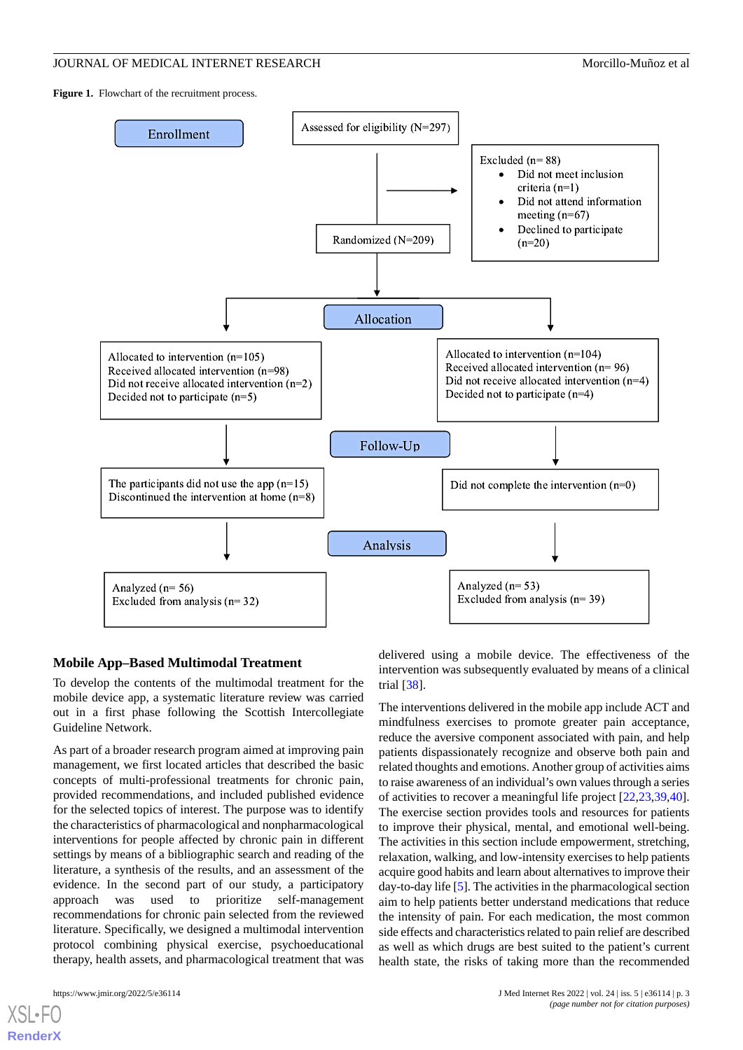**Figure 1.** Flowchart of the recruitment process.

Enrollment

Assessed for eligibility (N=297)

Excluded (n= 88)

- Did not meet inclusion criteria (n=1)
- Did not attend information meeting (n=67)
- Declined to participate (n=20)

Randomized (N=209)

Allocation

Allocated to intervention (n=105)
Received allocated intervention (n=98)
Did not receive allocated intervention (n=2)
Decided not to participate (n=5)

Allocated to intervention (n=104)
Received allocated intervention (n= 96)
Did not receive allocated intervention (n=4)
Decided not to participate (n=4)

Follow-Up

The participants did not use the app (n=15)
Discontinued the intervention at home (n=8)

Did not complete the intervention (n=0)

Analysis

Analyzed (n= 56)
Excluded from analysis (n= 32)

Analyzed (n= 53)
Excluded from analysis (n= 39)

### Mobile App–Based Multimodal Treatment

To develop the contents of the multimodal treatment for the mobile device app, a systematic literature review was carried out in a first phase following the Scottish Intercollegiate Guideline Network.

As part of a broader research program aimed at improving pain management, we first located articles that described the basic concepts of multi-professional treatments for chronic pain, provided recommendations, and included published evidence for the selected topics of interest. The purpose was to identify the characteristics of pharmacological and nonpharmacological interventions for people affected by chronic pain in different settings by means of a bibliographic search and reading of the literature, a synthesis of the results, and an assessment of the evidence. In the second part of our study, a participatory approach was used to prioritize self-management recommendations for chronic pain selected from the reviewed literature. Specifically, we designed a multimodal intervention protocol combining physical exercise, psychoeducational therapy, health assets, and pharmacological treatment that was delivered using a mobile device. The effectiveness of the intervention was subsequently evaluated by means of a clinical trial [38].

The interventions delivered in the mobile app include ACT and mindfulness exercises to promote greater pain acceptance, reduce the aversive component associated with pain, and help patients dispassionately recognize and observe both pain and related thoughts and emotions. Another group of activities aims to raise awareness of an individual's own values through a series of activities to recover a meaningful life project [22,23,39,40]. The exercise section provides tools and resources for patients to improve their physical, mental, and emotional well-being. The activities in this section include empowerment, stretching, relaxation, walking, and low-intensity exercises to help patients acquire good habits and learn about alternatives to improve their day-to-day life [5]. The activities in the pharmacological section aim to help patients better understand medications that reduce the intensity of pain. For each medication, the most common side effects and characteristics related to pain relief are described as well as which drugs are best suited to the patient's current health state, the risks of taking more than the recommended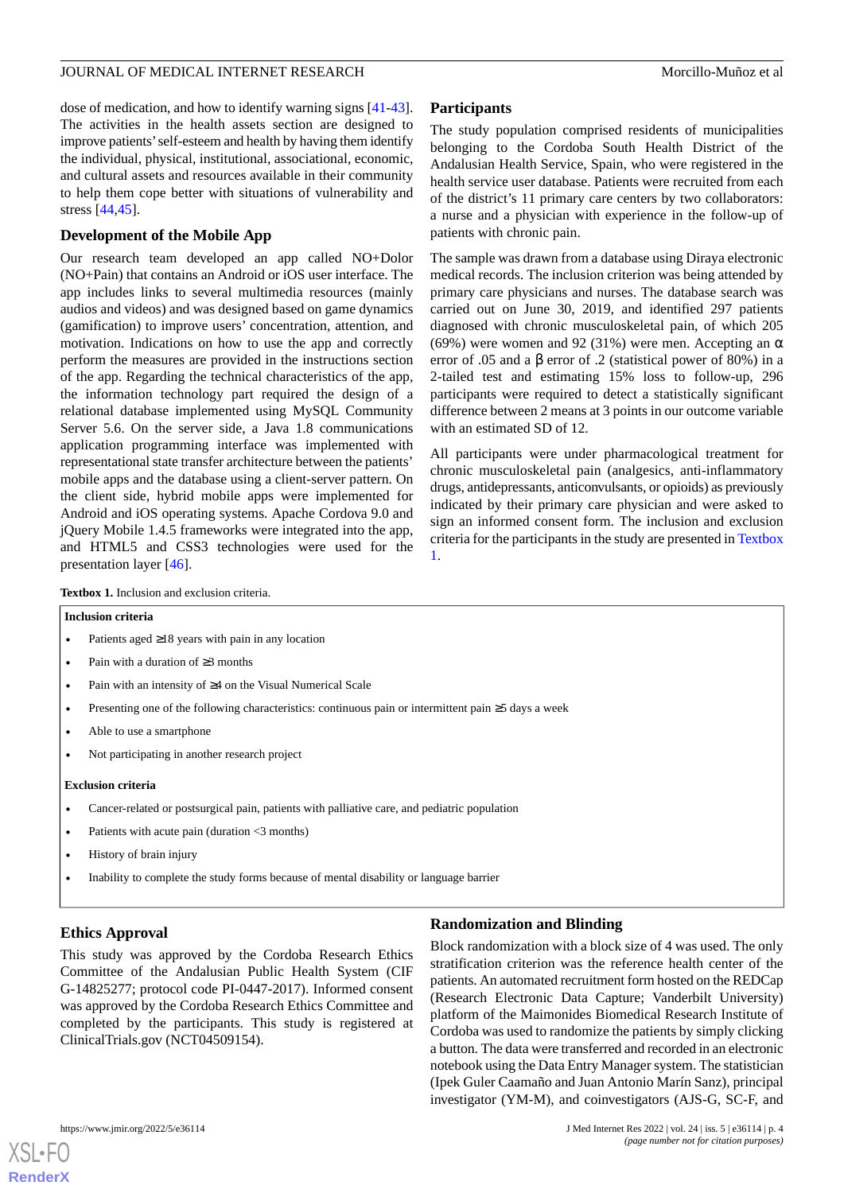dose of medication, and how to identify warning signs [41-43]. The activities in the health assets section are designed to improve patients' self-esteem and health by having them identify the individual, physical, institutional, associational, economic, and cultural assets and resources available in their community to help them cope better with situations of vulnerability and stress [44,45].

### Development of the Mobile App

Our research team developed an app called NO+Dolor (NO+Pain) that contains an Android or iOS user interface. The app includes links to several multimedia resources (mainly audios and videos) and was designed based on game dynamics (gamification) to improve users' concentration, attention, and motivation. Indications on how to use the app and correctly perform the measures are provided in the instructions section of the app. Regarding the technical characteristics of the app, the information technology part required the design of a relational database implemented using MySQL Community Server 5.6. On the server side, a Java 1.8 communications application programming interface was implemented with representational state transfer architecture between the patients' mobile apps and the database using a client-server pattern. On the client side, hybrid mobile apps were implemented for Android and iOS operating systems. Apache Cordova 9.0 and jQuery Mobile 1.4.5 frameworks were integrated into the app, and HTML5 and CSS3 technologies were used for the presentation layer [46].

### Participants

The study population comprised residents of municipalities belonging to the Cordoba South Health District of the Andalusian Health Service, Spain, who were registered in the health service user database. Patients were recruited from each of the district's 11 primary care centers by two collaborators: a nurse and a physician with experience in the follow-up of patients with chronic pain.

The sample was drawn from a database using Diraya electronic medical records. The inclusion criterion was being attended by primary care physicians and nurses. The database search was carried out on June 30, 2019, and identified 297 patients diagnosed with chronic musculoskeletal pain, of which 205 (69%) were women and 92 (31%) were men. Accepting an α error of .05 and a β error of .2 (statistical power of 80%) in a 2-tailed test and estimating 15% loss to follow-up, 296 participants were required to detect a statistically significant difference between 2 means at 3 points in our outcome variable with an estimated SD of 12.

All participants were under pharmacological treatment for chronic musculoskeletal pain (analgesics, anti-inflammatory drugs, antidepressants, anticonvulsants, or opioids) as previously indicated by their primary care physician and were asked to sign an informed consent form. The inclusion and exclusion criteria for the participants in the study are presented in Textbox 1.

**Textbox 1.** Inclusion and exclusion criteria.

**Inclusion criteria**

- Patients aged ≥18 years with pain in any location
- Pain with a duration of ≥3 months
- Pain with an intensity of ≥4 on the Visual Numerical Scale
- Presenting one of the following characteristics: continuous pain or intermittent pain ≥5 days a week
- Able to use a smartphone
- Not participating in another research project

**Exclusion criteria**

- Cancer-related or postsurgical pain, patients with palliative care, and pediatric population
- Patients with acute pain (duration <3 months)
- History of brain injury
- Inability to complete the study forms because of mental disability or language barrier

### Ethics Approval

This study was approved by the Cordoba Research Ethics Committee of the Andalusian Public Health System (CIF G-14825277; protocol code PI-0447-2017). Informed consent was approved by the Cordoba Research Ethics Committee and completed by the participants. This study is registered at ClinicalTrials.gov (NCT04509154).

### Randomization and Blinding

Block randomization with a block size of 4 was used. The only stratification criterion was the reference health center of the patients. An automated recruitment form hosted on the REDCap (Research Electronic Data Capture; Vanderbilt University) platform of the Maimonides Biomedical Research Institute of Cordoba was used to randomize the patients by simply clicking a button. The data were transferred and recorded in an electronic notebook using the Data Entry Manager system. The statistician (Ipek Guler Caamaño and Juan Antonio Marín Sanz), principal investigator (YM-M), and coinvestigators (AJS-G, SC-F, and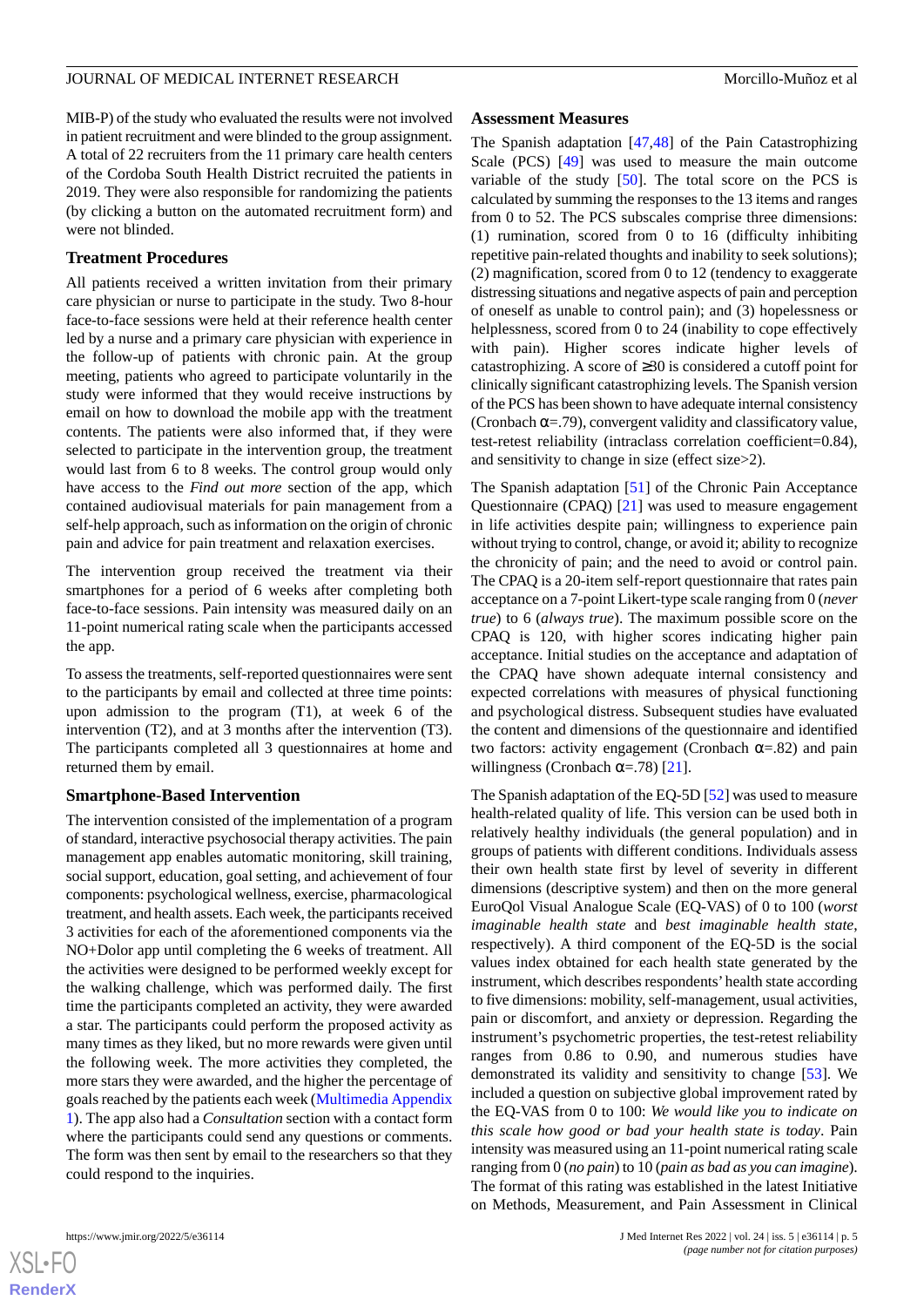MIB-P) of the study who evaluated the results were not involved in patient recruitment and were blinded to the group assignment. A total of 22 recruiters from the 11 primary care health centers of the Cordoba South Health District recruited the patients in 2019. They were also responsible for randomizing the patients (by clicking a button on the automated recruitment form) and were not blinded.

### Treatment Procedures

All patients received a written invitation from their primary care physician or nurse to participate in the study. Two 8-hour face-to-face sessions were held at their reference health center led by a nurse and a primary care physician with experience in the follow-up of patients with chronic pain. At the group meeting, patients who agreed to participate voluntarily in the study were informed that they would receive instructions by email on how to download the mobile app with the treatment contents. The patients were also informed that, if they were selected to participate in the intervention group, the treatment would last from 6 to 8 weeks. The control group would only have access to the *Find out more* section of the app, which contained audiovisual materials for pain management from a self-help approach, such as information on the origin of chronic pain and advice for pain treatment and relaxation exercises.

The intervention group received the treatment via their smartphones for a period of 6 weeks after completing both face-to-face sessions. Pain intensity was measured daily on an 11-point numerical rating scale when the participants accessed the app.

To assess the treatments, self-reported questionnaires were sent to the participants by email and collected at three time points: upon admission to the program (T1), at week 6 of the intervention (T2), and at 3 months after the intervention (T3). The participants completed all 3 questionnaires at home and returned them by email.

### Smartphone-Based Intervention

The intervention consisted of the implementation of a program of standard, interactive psychosocial therapy activities. The pain management app enables automatic monitoring, skill training, social support, education, goal setting, and achievement of four components: psychological wellness, exercise, pharmacological treatment, and health assets. Each week, the participants received 3 activities for each of the aforementioned components via the NO+Dolor app until completing the 6 weeks of treatment. All the activities were designed to be performed weekly except for the walking challenge, which was performed daily. The first time the participants completed an activity, they were awarded a star. The participants could perform the proposed activity as many times as they liked, but no more rewards were given until the following week. The more activities they completed, the more stars they were awarded, and the higher the percentage of goals reached by the patients each week (Multimedia Appendix 1). The app also had a *Consultation* section with a contact form where the participants could send any questions or comments. The form was then sent by email to the researchers so that they could respond to the inquiries.

### Assessment Measures

The Spanish adaptation [47,48] of the Pain Catastrophizing Scale (PCS) [49] was used to measure the main outcome variable of the study [50]. The total score on the PCS is calculated by summing the responses to the 13 items and ranges from 0 to 52. The PCS subscales comprise three dimensions: (1) rumination, scored from 0 to 16 (difficulty inhibiting repetitive pain-related thoughts and inability to seek solutions); (2) magnification, scored from 0 to 12 (tendency to exaggerate distressing situations and negative aspects of pain and perception of oneself as unable to control pain); and (3) hopelessness or helplessness, scored from 0 to 24 (inability to cope effectively with pain). Higher scores indicate higher levels of catastrophizing. A score of ≥30 is considered a cutoff point for clinically significant catastrophizing levels. The Spanish version of the PCS has been shown to have adequate internal consistency (Cronbach α=.79), convergent validity and classificatory value, test-retest reliability (intraclass correlation coefficient=0.84), and sensitivity to change in size (effect size>2).

The Spanish adaptation [51] of the Chronic Pain Acceptance Questionnaire (CPAQ) [21] was used to measure engagement in life activities despite pain; willingness to experience pain without trying to control, change, or avoid it; ability to recognize the chronicity of pain; and the need to avoid or control pain. The CPAQ is a 20-item self-report questionnaire that rates pain acceptance on a 7-point Likert-type scale ranging from 0 (*never true*) to 6 (*always true*). The maximum possible score on the CPAQ is 120, with higher scores indicating higher pain acceptance. Initial studies on the acceptance and adaptation of the CPAQ have shown adequate internal consistency and expected correlations with measures of physical functioning and psychological distress. Subsequent studies have evaluated the content and dimensions of the questionnaire and identified two factors: activity engagement (Cronbach α=.82) and pain willingness (Cronbach α=.78) [21].

The Spanish adaptation of the EQ-5D [52] was used to measure health-related quality of life. This version can be used both in relatively healthy individuals (the general population) and in groups of patients with different conditions. Individuals assess their own health state first by level of severity in different dimensions (descriptive system) and then on the more general EuroQol Visual Analogue Scale (EQ-VAS) of 0 to 100 (*worst imaginable health state* and *best imaginable health state*, respectively). A third component of the EQ-5D is the social values index obtained for each health state generated by the instrument, which describes respondents' health state according to five dimensions: mobility, self-management, usual activities, pain or discomfort, and anxiety or depression. Regarding the instrument's psychometric properties, the test-retest reliability ranges from 0.86 to 0.90, and numerous studies have demonstrated its validity and sensitivity to change [53]. We included a question on subjective global improvement rated by the EQ-VAS from 0 to 100: *We would like you to indicate on this scale how good or bad your health state is today*. Pain intensity was measured using an 11-point numerical rating scale ranging from 0 (*no pain*) to 10 (*pain as bad as you can imagine*). The format of this rating was established in the latest Initiative on Methods, Measurement, and Pain Assessment in Clinical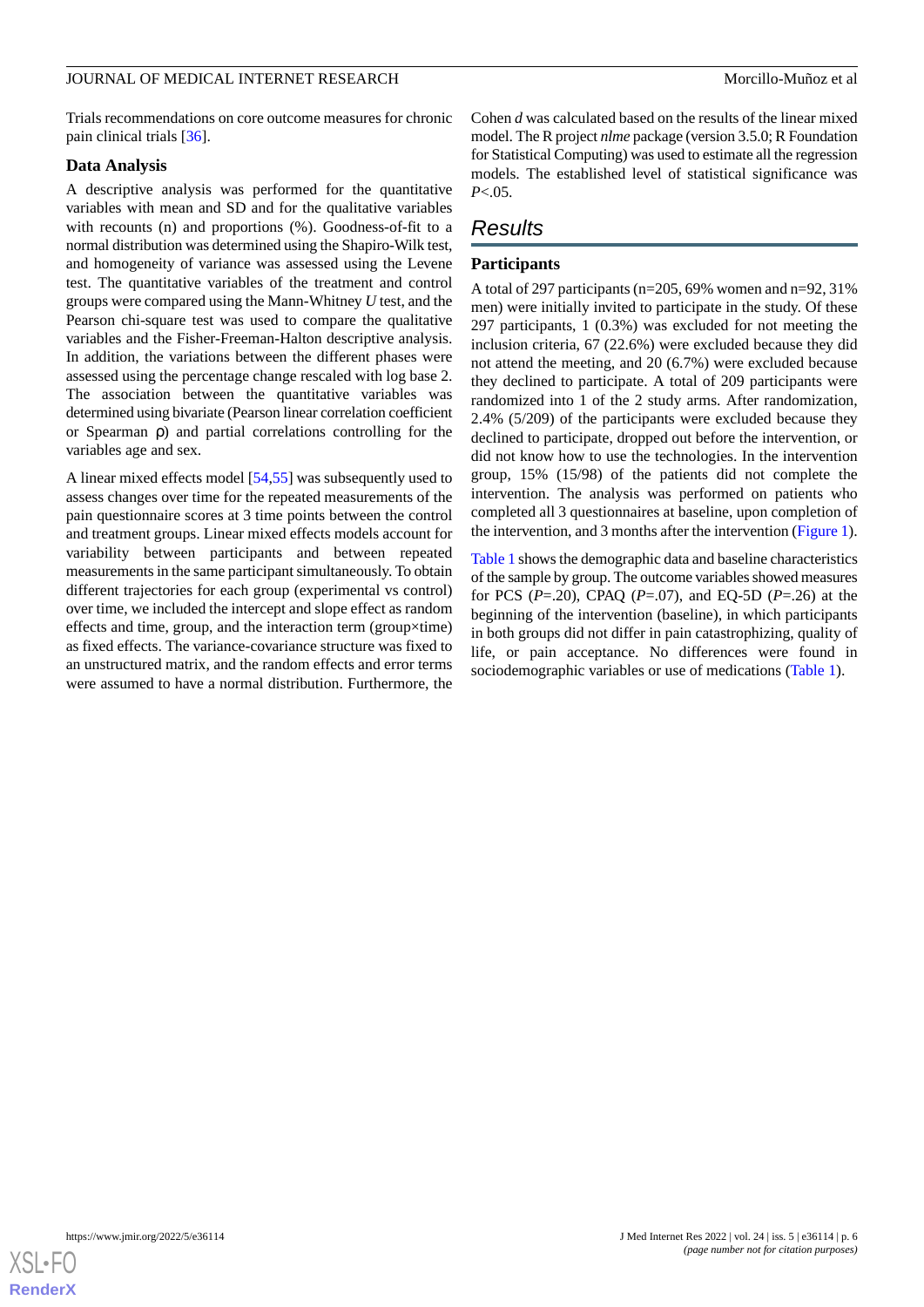Trials recommendations on core outcome measures for chronic pain clinical trials [36].

### Data Analysis

A descriptive analysis was performed for the quantitative variables with mean and SD and for the qualitative variables with recounts (n) and proportions (%). Goodness-of-fit to a normal distribution was determined using the Shapiro-Wilk test, and homogeneity of variance was assessed using the Levene test. The quantitative variables of the treatment and control groups were compared using the Mann-Whitney *U* test, and the Pearson chi-square test was used to compare the qualitative variables and the Fisher-Freeman-Halton descriptive analysis. In addition, the variations between the different phases were assessed using the percentage change rescaled with log base 2. The association between the quantitative variables was determined using bivariate (Pearson linear correlation coefficient or Spearman ρ) and partial correlations controlling for the variables age and sex.

A linear mixed effects model [54,55] was subsequently used to assess changes over time for the repeated measurements of the pain questionnaire scores at 3 time points between the control and treatment groups. Linear mixed effects models account for variability between participants and between repeated measurements in the same participant simultaneously. To obtain different trajectories for each group (experimental vs control) over time, we included the intercept and slope effect as random effects and time, group, and the interaction term (group×time) as fixed effects. The variance-covariance structure was fixed to an unstructured matrix, and the random effects and error terms were assumed to have a normal distribution. Furthermore, the Cohen *d* was calculated based on the results of the linear mixed model. The R project *nlme* package (version 3.5.0; R Foundation for Statistical Computing) was used to estimate all the regression models. The established level of statistical significance was $P<.05$.

## Results

### Participants

A total of 297 participants (n=205, 69% women and n=92, 31% men) were initially invited to participate in the study. Of these 297 participants, 1 (0.3%) was excluded for not meeting the inclusion criteria, 67 (22.6%) were excluded because they did not attend the meeting, and 20 (6.7%) were excluded because they declined to participate. A total of 209 participants were randomized into 1 of the 2 study arms. After randomization, 2.4% (5/209) of the participants were excluded because they declined to participate, dropped out before the intervention, or did not know how to use the technologies. In the intervention group, 15% (15/98) of the patients did not complete the intervention. The analysis was performed on patients who completed all 3 questionnaires at baseline, upon completion of the intervention, and 3 months after the intervention (Figure 1).

Table 1 shows the demographic data and baseline characteristics of the sample by group. The outcome variables showed measures for PCS ($P$=.20), CPAQ ($P$=.07), and EQ-5D ($P$=.26) at the beginning of the intervention (baseline), in which participants in both groups did not differ in pain catastrophizing, quality of life, or pain acceptance. No differences were found in sociodemographic variables or use of medications (Table 1).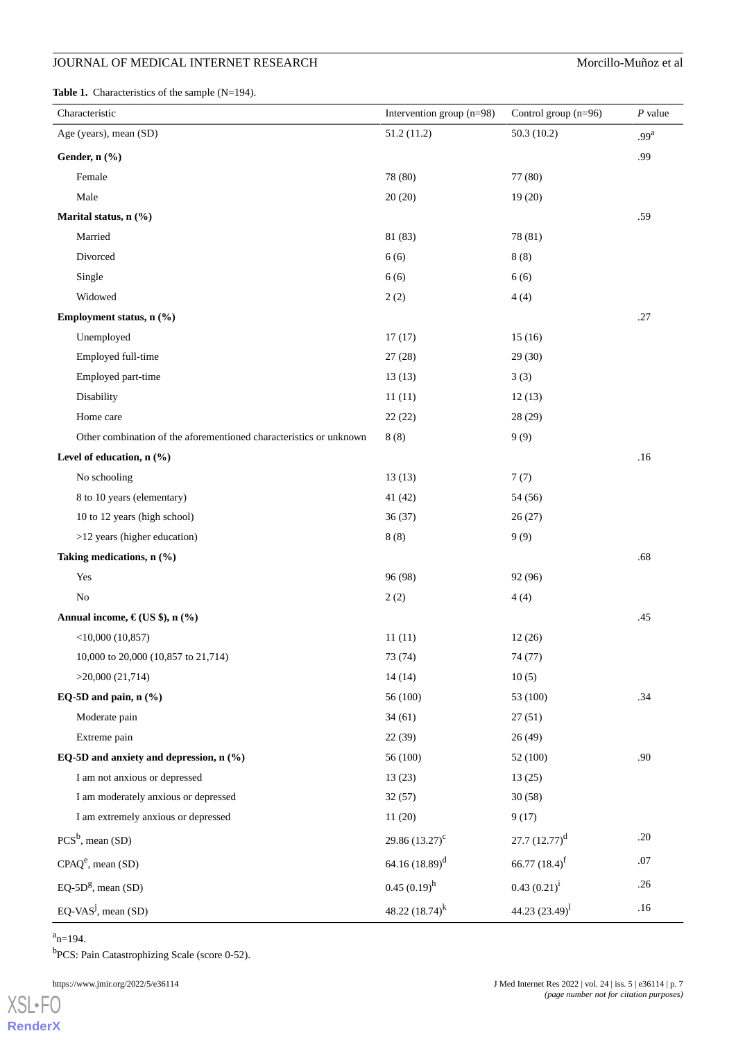**Table 1.** Characteristics of the sample (N=194).

| Characteristic | Intervention group (n=98) | Control group (n=96) | *P* value |
|---|---|---|---|
| Age (years), mean (SD) | 51.2 (11.2) | 50.3 (10.2) | .99[a] |
| **Gender, n (%)** | | | .99 |
| Female | 78 (80) | 77 (80) | |
| Male | 20 (20) | 19 (20) | |
| **Marital status, n (%)** | | | .59 |
| Married | 81 (83) | 78 (81) | |
| Divorced | 6 (6) | 8 (8) | |
| Single | 6 (6) | 6 (6) | |
| Widowed | 2 (2) | 4 (4) | |
| **Employment status, n (%)** | | | .27 |
| Unemployed | 17 (17) | 15 (16) | |
| Employed full-time | 27 (28) | 29 (30) | |
| Employed part-time | 13 (13) | 3 (3) | |
| Disability | 11 (11) | 12 (13) | |
| Home care | 22 (22) | 28 (29) | |
| Other combination of the aforementioned characteristics or unknown | 8 (8) | 9 (9) | |
| **Level of education, n (%)** | | | .16 |
| No schooling | 13 (13) | 7 (7) | |
| 8 to 10 years (elementary) | 41 (42) | 54 (56) | |
| 10 to 12 years (high school) | 36 (37) | 26 (27) | |
| >12 years (higher education) | 8 (8) | 9 (9) | |
| **Taking medications, n (%)** | | | .68 |
| Yes | 96 (98) | 92 (96) | |
| No | 2 (2) | 4 (4) | |
| **Annual income, € (US $), n (%)** | | | .45 |
| <10,000 (10,857) | 11 (11) | 12 (26) | |
| 10,000 to 20,000 (10,857 to 21,714) | 73 (74) | 74 (77) | |
| >20,000 (21,714) | 14 (14) | 10 (5) | |
| **EQ-5D and pain, n (%)** | 56 (100) | 53 (100) | .34 |
| Moderate pain | 34 (61) | 27 (51) | |
| Extreme pain | 22 (39) | 26 (49) | |
| **EQ-5D and anxiety and depression, n (%)** | 56 (100) | 52 (100) | .90 |
| I am not anxious or depressed | 13 (23) | 13 (25) | |
| I am moderately anxious or depressed | 32 (57) | 30 (58) | |
| I am extremely anxious or depressed | 11 (20) | 9 (17) | |
| PCS[b], mean (SD) | 29.86 (13.27)[c] | 27.7 (12.77)[d] | .20 |
| CPAQ[e], mean (SD) | 64.16 (18.89)[d] | 66.77 (18.4)[f] | .07 |
| EQ-5D[g], mean (SD) | 0.45 (0.19)[h] | 0.43 (0.21)[i] | .26 |
| EQ-VAS[j], mean (SD) | 48.22 (18.74)[k] | 44.23 (23.49)[l] | .16 |

[a]n=194.

[b]PCS: Pain Catastrophizing Scale (score 0-52).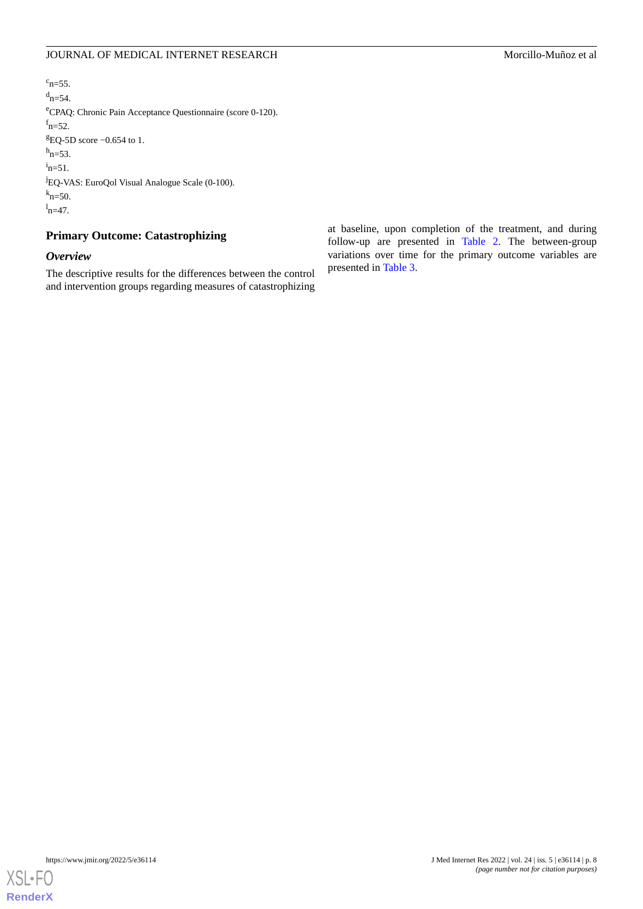[c]n=55.

[d]n=54.

[e]CPAQ: Chronic Pain Acceptance Questionnaire (score 0-120).

[f]n=52.

[g]EQ-5D score −0.654 to 1.

[h]n=53.

[i]n=51.

[j]EQ-VAS: EuroQol Visual Analogue Scale (0-100).

[k]n=50.

[l]n=47.

## Primary Outcome: Catastrophizing

### *Overview*

The descriptive results for the differences between the control and intervention groups regarding measures of catastrophizing at baseline, upon completion of the treatment, and during follow-up are presented in Table 2. The between-group variations over time for the primary outcome variables are presented in Table 3.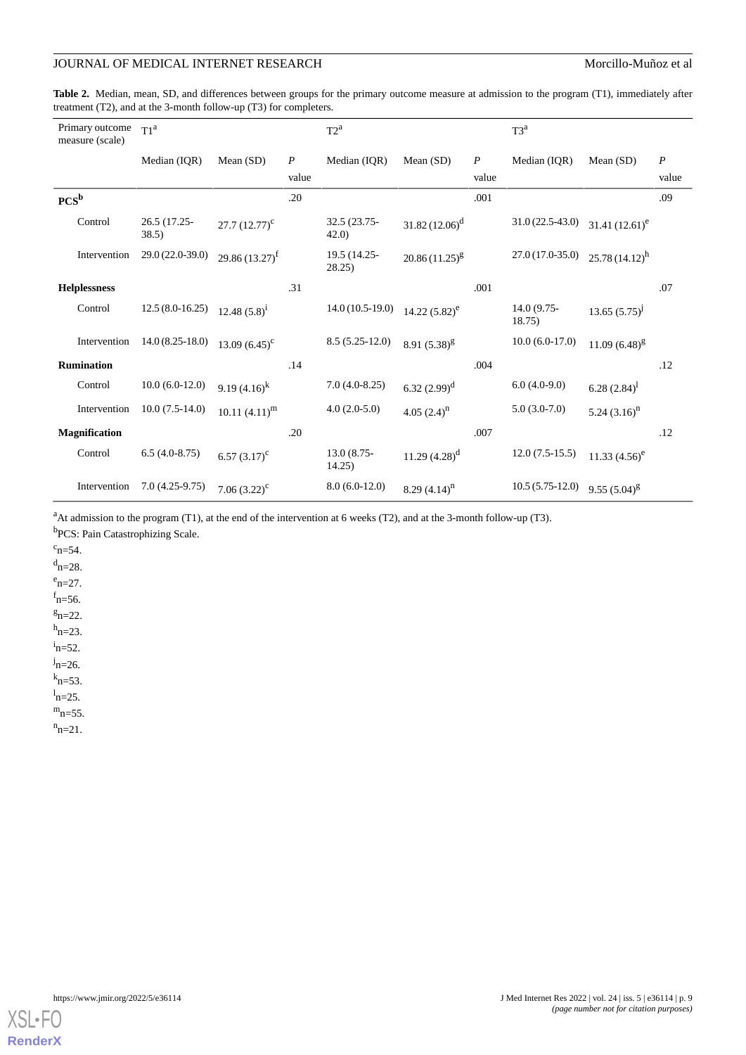**Table 2.** Median, mean, SD, and differences between groups for the primary outcome measure at admission to the program (T1), immediately after treatment (T2), and at the 3-month follow-up (T3) for completers.

| Primary outcome measure (scale) | T1[a] | | | T2[a] | | | T3[a] | | |
|---|---|---|---|---|---|---|---|---|---|
| | Median (IQR) | Mean (SD) | *P* value | Median (IQR) | Mean (SD) | *P* value | Median (IQR) | Mean (SD) | *P* value |
| **PCS[b]** | | | .20 | | | .001 | | | .09 |
| Control | 26.5 (17.25-38.5) | 27.7 (12.77)[c] | | 32.5 (23.75-42.0) | 31.82 (12.06)[d] | | 31.0 (22.5-43.0) | 31.41 (12.61)[e] | |
| Intervention | 29.0 (22.0-39.0) | 29.86 (13.27)[f] | | 19.5 (14.25-28.25) | 20.86 (11.25)[g] | | 27.0 (17.0-35.0) | 25.78 (14.12)[h] | |
| **Helplessness** | | | .31 | | | .001 | | | .07 |
| Control | 12.5 (8.0-16.25) | 12.48 (5.8)[i] | | 14.0 (10.5-19.0) | 14.22 (5.82)[e] | | 14.0 (9.75-18.75) | 13.65 (5.75)[j] | |
| Intervention | 14.0 (8.25-18.0) | 13.09 (6.45)[c] | | 8.5 (5.25-12.0) | 8.91 (5.38)[g] | | 10.0 (6.0-17.0) | 11.09 (6.48)[g] | |
| **Rumination** | | | .14 | | | .004 | | | .12 |
| Control | 10.0 (6.0-12.0) | 9.19 (4.16)[k] | | 7.0 (4.0-8.25) | 6.32 (2.99)[d] | | 6.0 (4.0-9.0) | 6.28 (2.84)[l] | |
| Intervention | 10.0 (7.5-14.0) | 10.11 (4.11)[m] | | 4.0 (2.0-5.0) | 4.05 (2.4)[n] | | 5.0 (3.0-7.0) | 5.24 (3.16)[n] | |
| **Magnification** | | | .20 | | | .007 | | | .12 |
| Control | 6.5 (4.0-8.75) | 6.57 (3.17)[c] | | 13.0 (8.75-14.25) | 11.29 (4.28)[d] | | 12.0 (7.5-15.5) | 11.33 (4.56)[e] | |
| Intervention | 7.0 (4.25-9.75) | 7.06 (3.22)[c] | | 8.0 (6.0-12.0) | 8.29 (4.14)[n] | | 10.5 (5.75-12.0) | 9.55 (5.04)[g] | |

[a]At admission to the program (T1), at the end of the intervention at 6 weeks (T2), and at the 3-month follow-up (T3).

[b]PCS: Pain Catastrophizing Scale.

[c]n=54.

[d]n=28.

[e]n=27.

[f]n=56.

[g]n=22.

[h]n=23.

[i]n=52.

[j]n=26.

[k]n=53.

[l]n=25.

[m]n=55.

[n]n=21.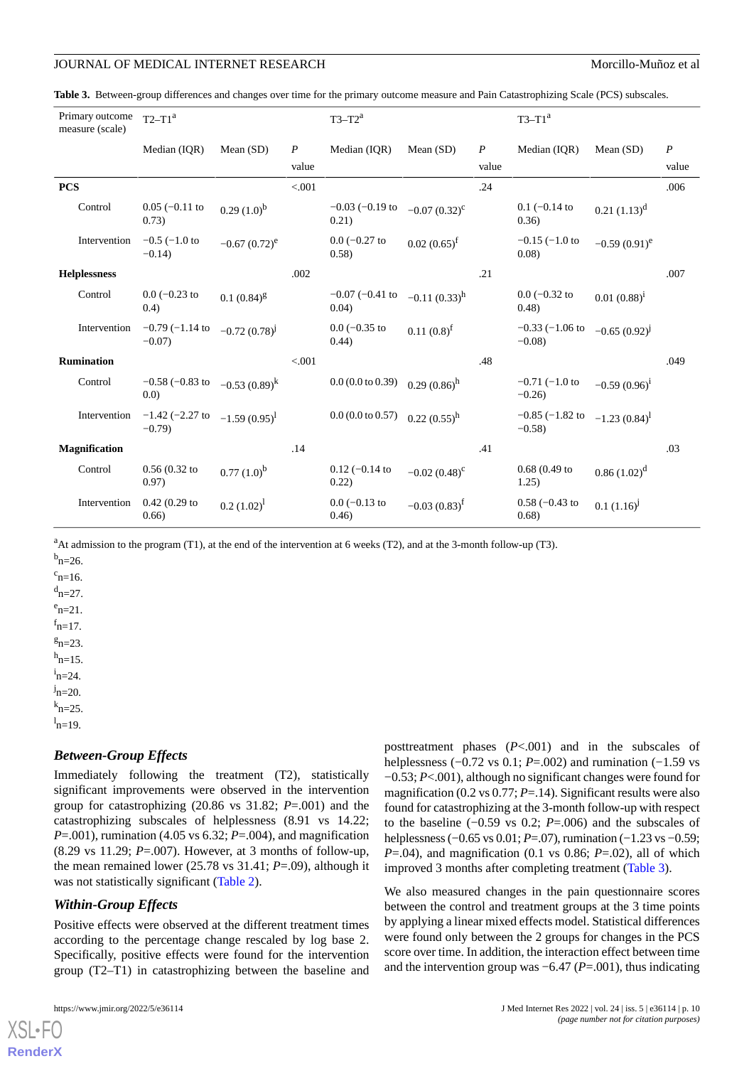**Table 3.** Between-group differences and changes over time for the primary outcome measure and Pain Catastrophizing Scale (PCS) subscales.

| Primary outcome measure (scale) | T2–T1[a] | | | T3–T2[a] | | | T3–T1[a] | | |
|---|---|---|---|---|---|---|---|---|---|
| | Median (IQR) | Mean (SD) | *P* value | Median (IQR) | Mean (SD) | *P* value | Median (IQR) | Mean (SD) | *P* value |
| **PCS** | | | <.001 | | | .24 | | | .006 |
| Control | 0.05 (−0.11 to 0.73) | 0.29 (1.0)[b] | | −0.03 (−0.19 to 0.21) | −0.07 (0.32)[c] | | 0.1 (−0.14 to 0.36) | 0.21 (1.13)[d] | |
| Intervention | −0.5 (−1.0 to −0.14) | −0.67 (0.72)[e] | | 0.0 (−0.27 to 0.58) | 0.02 (0.65)[f] | | −0.15 (−1.0 to 0.08) | −0.59 (0.91)[e] | |
| **Helplessness** | | | .002 | | | .21 | | | .007 |
| Control | 0.0 (−0.23 to 0.4) | 0.1 (0.84)[g] | | −0.07 (−0.41 to 0.04) | −0.11 (0.33)[h] | | 0.0 (−0.32 to 0.48) | 0.01 (0.88)[i] | |
| Intervention | −0.79 (−1.14 to −0.07) | −0.72 (0.78)[j] | | 0.0 (−0.35 to 0.44) | 0.11 (0.8)[f] | | −0.33 (−1.06 to −0.08) | −0.65 (0.92)[j] | |
| **Rumination** | | | <.001 | | | .48 | | | .049 |
| Control | −0.58 (−0.83 to 0.0) | −0.53 (0.89)[k] | | 0.0 (0.0 to 0.39) | 0.29 (0.86)[h] | | −0.71 (−1.0 to −0.26) | −0.59 (0.96)[i] | |
| Intervention | −1.42 (−2.27 to −0.79) | −1.59 (0.95)[l] | | 0.0 (0.0 to 0.57) | 0.22 (0.55)[h] | | −0.85 (−1.82 to −0.58) | −1.23 (0.84)[l] | |
| **Magnification** | | | .14 | | | .41 | | | .03 |
| Control | 0.56 (0.32 to 0.97) | 0.77 (1.0)[b] | | 0.12 (−0.14 to 0.22) | −0.02 (0.48)[c] | | 0.68 (0.49 to 1.25) | 0.86 (1.02)[d] | |
| Intervention | 0.42 (0.29 to 0.66) | 0.2 (1.02)[l] | | 0.0 (−0.13 to 0.46) | −0.03 (0.83)[f] | | 0.58 (−0.43 to 0.68) | 0.1 (1.16)[j] | |

[a]At admission to the program (T1), at the end of the intervention at 6 weeks (T2), and at the 3-month follow-up (T3).

[b]n=26.

[c]n=16.

[d]n=27.

[e]n=21.

[f]n=17.

[g]n=23.

[h]n=15.

[i]n=24.

[j]n=20.

[k]n=25.

[l]n=19.

### Between-Group Effects

Immediately following the treatment (T2), statistically significant improvements were observed in the intervention group for catastrophizing (20.86 vs 31.82; *P*=.001) and the catastrophizing subscales of helplessness (8.91 vs 14.22; *P*=.001), rumination (4.05 vs 6.32; *P*=.004), and magnification (8.29 vs 11.29; *P*=.007). However, at 3 months of follow-up, the mean remained lower (25.78 vs 31.41; *P*=.09), although it was not statistically significant (Table 2).

### Within-Group Effects

Positive effects were observed at the different treatment times according to the percentage change rescaled by log base 2. Specifically, positive effects were found for the intervention group (T2–T1) in catastrophizing between the baseline and posttreatment phases (*P*<.001) and in the subscales of helplessness (−0.72 vs 0.1; *P*=.002) and rumination (−1.59 vs −0.53; *P*<.001), although no significant changes were found for magnification (0.2 vs 0.77; *P*=.14). Significant results were also found for catastrophizing at the 3-month follow-up with respect to the baseline (−0.59 vs 0.2; *P*=.006) and the subscales of helplessness (−0.65 vs 0.01; *P*=.07), rumination (−1.23 vs −0.59; *P*=.04), and magnification (0.1 vs 0.86; *P*=.02), all of which improved 3 months after completing treatment (Table 3).

We also measured changes in the pain questionnaire scores between the control and treatment groups at the 3 time points by applying a linear mixed effects model. Statistical differences were found only between the 2 groups for changes in the PCS score over time. In addition, the interaction effect between time and the intervention group was −6.47 (*P*=.001), thus indicating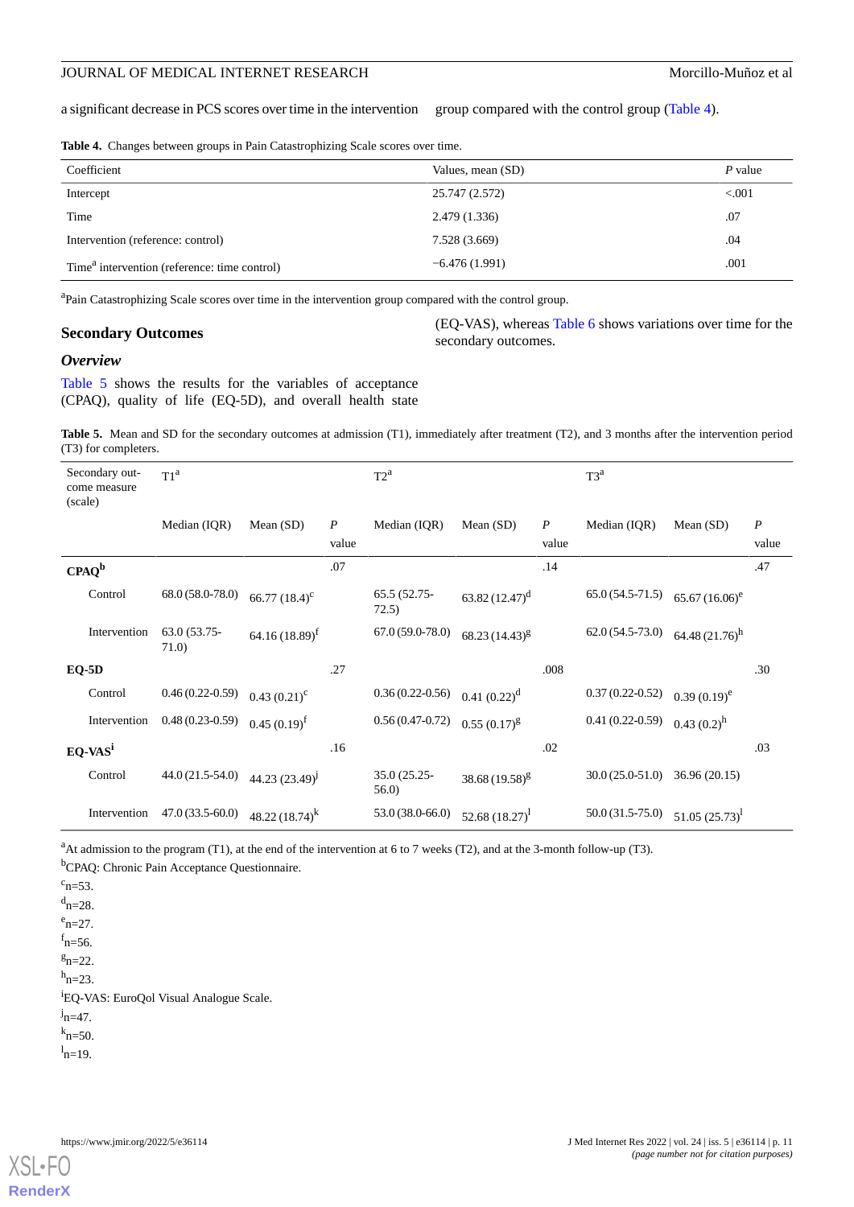a significant decrease in PCS scores over time in the intervention group compared with the control group (Table 4).

**Table 4.** Changes between groups in Pain Catastrophizing Scale scores over time.

| Coefficient | Values, mean (SD) | *P* value |
|---|---|---|
| Intercept | 25.747 (2.572) | <.001 |
| Time | 2.479 (1.336) | .07 |
| Intervention (reference: control) | 7.528 (3.669) | .04 |
| Time[a] intervention (reference: time control) | −6.476 (1.991) | .001 |

[a]Pain Catastrophizing Scale scores over time in the intervention group compared with the control group.

## Secondary Outcomes

### *Overview*

Table 5 shows the results for the variables of acceptance (CPAQ), quality of life (EQ-5D), and overall health state (EQ-VAS), whereas Table 6 shows variations over time for the secondary outcomes.

**Table 5.** Mean and SD for the secondary outcomes at admission (T1), immediately after treatment (T2), and 3 months after the intervention period (T3) for completers.

| Secondary outcome measure (scale) | T1[a] | | | T2[a] | | | T3[a] | | |
|---|---|---|---|---|---|---|---|---|---|
| | Median (IQR) | Mean (SD) | *P* value | Median (IQR) | Mean (SD) | *P* value | Median (IQR) | Mean (SD) | *P* value |
| **CPAQ[b]** | | | .07 | | | .14 | | | .47 |
| Control | 68.0 (58.0-78.0) | 66.77 (18.4)[c] | | 65.5 (52.75-72.5) | 63.82 (12.47)[d] | | 65.0 (54.5-71.5) | 65.67 (16.06)[e] | |
| Intervention | 63.0 (53.75-71.0) | 64.16 (18.89)[f] | | 67.0 (59.0-78.0) | 68.23 (14.43)[g] | | 62.0 (54.5-73.0) | 64.48 (21.76)[h] | |
| **EQ-5D** | | | .27 | | | .008 | | | .30 |
| Control | 0.46 (0.22-0.59) | 0.43 (0.21)[c] | | 0.36 (0.22-0.56) | 0.41 (0.22)[d] | | 0.37 (0.22-0.52) | 0.39 (0.19)[e] | |
| Intervention | 0.48 (0.23-0.59) | 0.45 (0.19)[f] | | 0.56 (0.47-0.72) | 0.55 (0.17)[g] | | 0.41 (0.22-0.59) | 0.43 (0.2)[h] | |
| **EQ-VAS[i]** | | | .16 | | | .02 | | | .03 |
| Control | 44.0 (21.5-54.0) | 44.23 (23.49)[j] | | 35.0 (25.25-56.0) | 38.68 (19.58)[g] | | 30.0 (25.0-51.0) | 36.96 (20.15) | |
| Intervention | 47.0 (33.5-60.0) | 48.22 (18.74)[k] | | 53.0 (38.0-66.0) | 52.68 (18.27)[l] | | 50.0 (31.5-75.0) | 51.05 (25.73)[l] | |

[a]At admission to the program (T1), at the end of the intervention at 6 to 7 weeks (T2), and at the 3-month follow-up (T3).

[b]CPAQ: Chronic Pain Acceptance Questionnaire.

[c]n=53.

[d]n=28.

[e]n=27.

[f]n=56.

[g]n=22.

[h]n=23.

[i]EQ-VAS: EuroQol Visual Analogue Scale.

[j]n=47.

[k]n=50.

[l]n=19.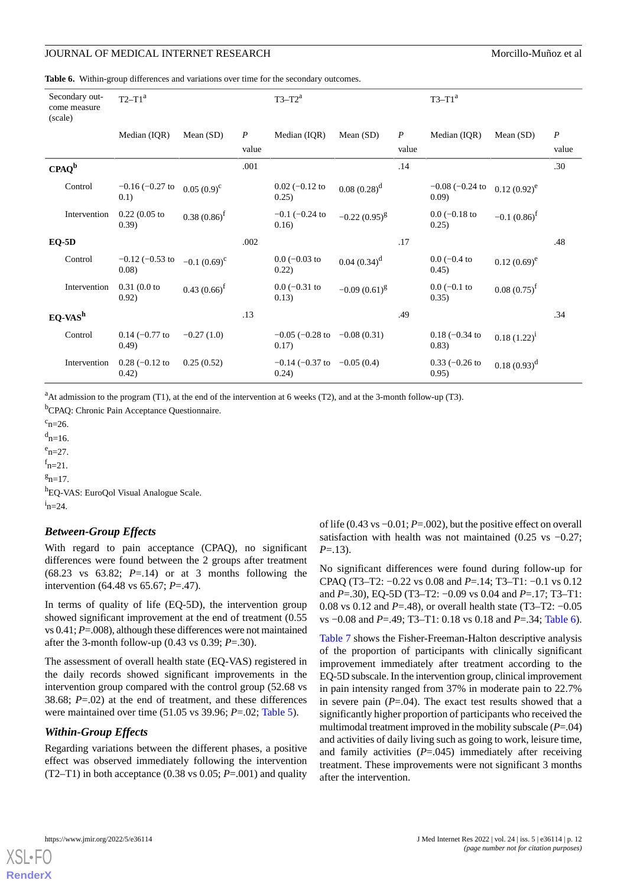**Table 6.** Within-group differences and variations over time for the secondary outcomes.

| Secondary outcome measure (scale) | T2–T1[a] | | | T3–T2[a] | | | T3–T1[a] | | |
|---|---|---|---|---|---|---|---|---|---|
| | Median (IQR) | Mean (SD) | *P* value | Median (IQR) | Mean (SD) | *P* value | Median (IQR) | Mean (SD) | *P* value |
| **CPAQ[b]** | | | .001 | | | .14 | | | .30 |
| Control | −0.16 (−0.27 to 0.1) | 0.05 (0.9)[c] | | 0.02 (−0.12 to 0.25) | 0.08 (0.28)[d] | | −0.08 (−0.24 to 0.09) | 0.12 (0.92)[e] | |
| Intervention | 0.22 (0.05 to 0.39) | 0.38 (0.86)[f] | | −0.1 (−0.24 to 0.16) | −0.22 (0.95)[g] | | 0.0 (−0.18 to 0.25) | −0.1 (0.86)[f] | |
| **EQ-5D** | | | .002 | | | .17 | | | .48 |
| Control | −0.12 (−0.53 to 0.08) | −0.1 (0.69)[c] | | 0.0 (−0.03 to 0.22) | 0.04 (0.34)[d] | | 0.0 (−0.4 to 0.45) | 0.12 (0.69)[e] | |
| Intervention | 0.31 (0.0 to 0.92) | 0.43 (0.66)[f] | | 0.0 (−0.31 to 0.13) | −0.09 (0.61)[g] | | 0.0 (−0.1 to 0.35) | 0.08 (0.75)[f] | |
| **EQ-VAS[h]** | | | .13 | | | .49 | | | .34 |
| Control | 0.14 (−0.77 to 0.49) | −0.27 (1.0) | | −0.05 (−0.28 to 0.17) | −0.08 (0.31) | | 0.18 (−0.34 to 0.83) | 0.18 (1.22)[i] | |
| Intervention | 0.28 (−0.12 to 0.42) | 0.25 (0.52) | | −0.14 (−0.37 to 0.24) | −0.05 (0.4) | | 0.33 (−0.26 to 0.95) | 0.18 (0.93)[d] | |

[a]At admission to the program (T1), at the end of the intervention at 6 weeks (T2), and at the 3-month follow-up (T3).

[b]CPAQ: Chronic Pain Acceptance Questionnaire.

[c]n=26.

[d]n=16.

[e]n=27.

[f]n=21.

[g]n=17.

[h]EQ-VAS: EuroQol Visual Analogue Scale.

[i]n=24.

### Between-Group Effects

With regard to pain acceptance (CPAQ), no significant differences were found between the 2 groups after treatment (68.23 vs 63.82; *P*=.14) or at 3 months following the intervention (64.48 vs 65.67; *P*=.47).

In terms of quality of life (EQ-5D), the intervention group showed significant improvement at the end of treatment (0.55 vs 0.41; *P*=.008), although these differences were not maintained after the 3-month follow-up (0.43 vs 0.39; *P*=.30).

The assessment of overall health state (EQ-VAS) registered in the daily records showed significant improvements in the intervention group compared with the control group (52.68 vs 38.68; *P*=.02) at the end of treatment, and these differences were maintained over time (51.05 vs 39.96; *P*=.02; Table 5).

### Within-Group Effects

Regarding variations between the different phases, a positive effect was observed immediately following the intervention (T2–T1) in both acceptance (0.38 vs 0.05; *P*=.001) and quality of life (0.43 vs −0.01; *P*=.002), but the positive effect on overall satisfaction with health was not maintained (0.25 vs −0.27; *P*=.13).

No significant differences were found during follow-up for CPAQ (T3–T2: −0.22 vs 0.08 and *P*=.14; T3–T1: −0.1 vs 0.12 and *P*=.30), EQ-5D (T3–T2: −0.09 vs 0.04 and *P*=.17; T3–T1: 0.08 vs 0.12 and *P*=.48), or overall health state (T3–T2: −0.05 vs −0.08 and *P*=.49; T3–T1: 0.18 vs 0.18 and *P*=.34; Table 6).

Table 7 shows the Fisher-Freeman-Halton descriptive analysis of the proportion of participants with clinically significant improvement immediately after treatment according to the EQ-5D subscale. In the intervention group, clinical improvement in pain intensity ranged from 37% in moderate pain to 22.7% in severe pain (*P*=.04). The exact test results showed that a significantly higher proportion of participants who received the multimodal treatment improved in the mobility subscale (*P*=.04) and activities of daily living such as going to work, leisure time, and family activities (*P*=.045) immediately after receiving treatment. These improvements were not significant 3 months after the intervention.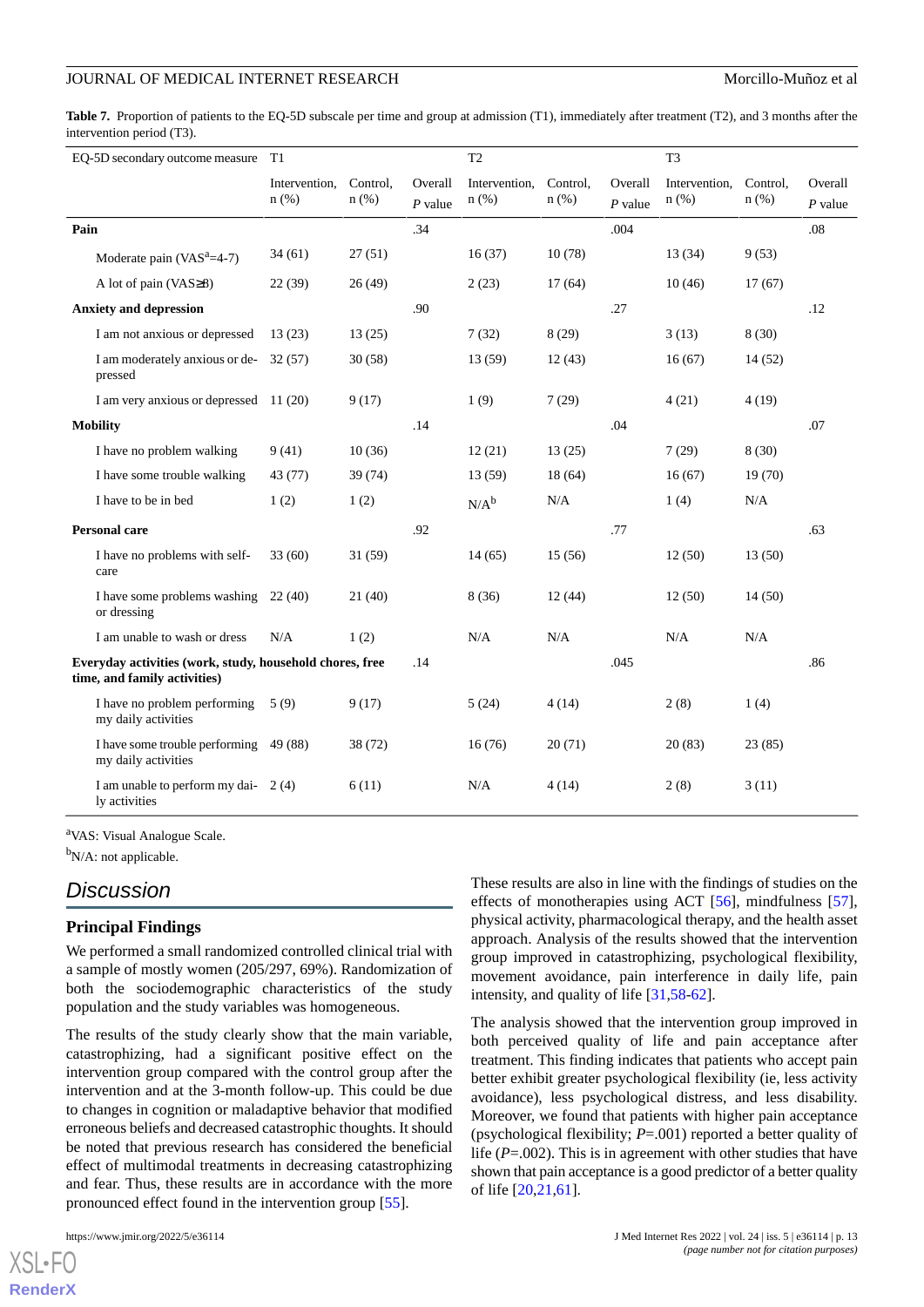**Table 7.** Proportion of patients to the EQ-5D subscale per time and group at admission (T1), immediately after treatment (T2), and 3 months after the intervention period (T3).

| EQ-5D secondary outcome measure | T1 | | | T2 | | | T3 | | |
|---|---|---|---|---|---|---|---|---|---|
| | Intervention, n (%) | Control, n (%) | Overall *P* value | Intervention, n (%) | Control, n (%) | Overall *P* value | Intervention, n (%) | Control, n (%) | Overall *P* value |
| **Pain** | | | .34 | | | .004 | | | .08 |
| Moderate pain (VAS[a]=4-7) | 34 (61) | 27 (51) | | 16 (37) | 10 (78) | | 13 (34) | 9 (53) | |
| A lot of pain (VAS≥8) | 22 (39) | 26 (49) | | 2 (23) | 17 (64) | | 10 (46) | 17 (67) | |
| **Anxiety and depression** | | | .90 | | | .27 | | | .12 |
| I am not anxious or depressed | 13 (23) | 13 (25) | | 7 (32) | 8 (29) | | 3 (13) | 8 (30) | |
| I am moderately anxious or depressed | 32 (57) | 30 (58) | | 13 (59) | 12 (43) | | 16 (67) | 14 (52) | |
| I am very anxious or depressed | 11 (20) | 9 (17) | | 1 (9) | 7 (29) | | 4 (21) | 4 (19) | |
| **Mobility** | | | .14 | | | .04 | | | .07 |
| I have no problem walking | 9 (41) | 10 (36) | | 12 (21) | 13 (25) | | 7 (29) | 8 (30) | |
| I have some trouble walking | 43 (77) | 39 (74) | | 13 (59) | 18 (64) | | 16 (67) | 19 (70) | |
| I have to be in bed | 1 (2) | 1 (2) | | N/A[b] | N/A | | 1 (4) | N/A | |
| **Personal care** | | | .92 | | | .77 | | | .63 |
| I have no problems with self-care | 33 (60) | 31 (59) | | 14 (65) | 15 (56) | | 12 (50) | 13 (50) | |
| I have some problems washing or dressing | 22 (40) | 21 (40) | | 8 (36) | 12 (44) | | 12 (50) | 14 (50) | |
| I am unable to wash or dress | N/A | 1 (2) | | N/A | N/A | | N/A | N/A | |
| **Everyday activities (work, study, household chores, free time, and family activities)** | | | .14 | | | .045 | | | .86 |
| I have no problem performing my daily activities | 5 (9) | 9 (17) | | 5 (24) | 4 (14) | | 2 (8) | 1 (4) | |
| I have some trouble performing my daily activities | 49 (88) | 38 (72) | | 16 (76) | 20 (71) | | 20 (83) | 23 (85) | |
| I am unable to perform my daily activities | 2 (4) | 6 (11) | | N/A | 4 (14) | | 2 (8) | 3 (11) | |

[a]VAS: Visual Analogue Scale.

[b]N/A: not applicable.

# Discussion

## Principal Findings

We performed a small randomized controlled clinical trial with a sample of mostly women (205/297, 69%). Randomization of both the sociodemographic characteristics of the study population and the study variables was homogeneous.

The results of the study clearly show that the main variable, catastrophizing, had a significant positive effect on the intervention group compared with the control group after the intervention and at the 3-month follow-up. This could be due to changes in cognition or maladaptive behavior that modified erroneous beliefs and decreased catastrophic thoughts. It should be noted that previous research has considered the beneficial effect of multimodal treatments in decreasing catastrophizing and fear. Thus, these results are in accordance with the more pronounced effect found in the intervention group [55].

These results are also in line with the findings of studies on the effects of monotherapies using ACT [56], mindfulness [57], physical activity, pharmacological therapy, and the health asset approach. Analysis of the results showed that the intervention group improved in catastrophizing, psychological flexibility, movement avoidance, pain interference in daily life, pain intensity, and quality of life [31,58-62].

The analysis showed that the intervention group improved in both perceived quality of life and pain acceptance after treatment. This finding indicates that patients who accept pain better exhibit greater psychological flexibility (ie, less activity avoidance), less psychological distress, and less disability. Moreover, we found that patients with higher pain acceptance (psychological flexibility; *P*=.001) reported a better quality of life (*P*=.002). This is in agreement with other studies that have shown that pain acceptance is a good predictor of a better quality of life [20,21,61].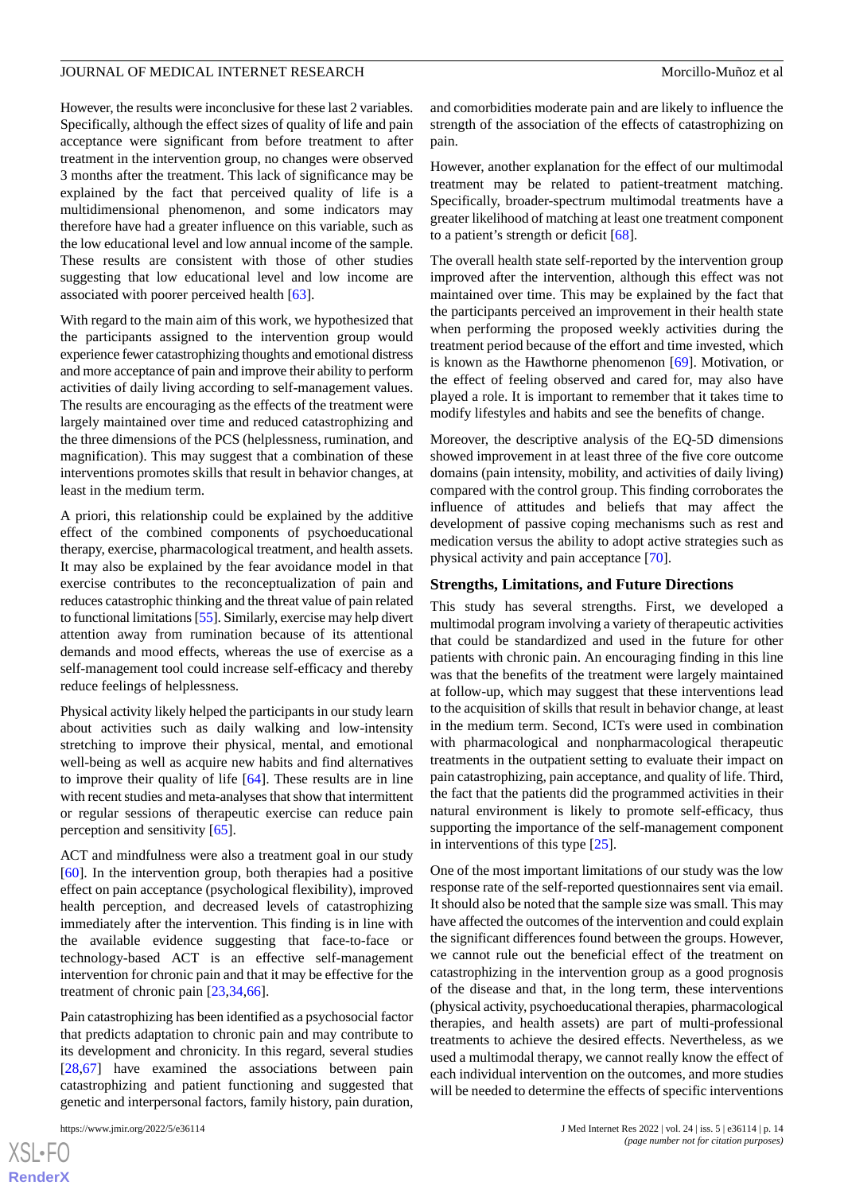However, the results were inconclusive for these last 2 variables. Specifically, although the effect sizes of quality of life and pain acceptance were significant from before treatment to after treatment in the intervention group, no changes were observed 3 months after the treatment. This lack of significance may be explained by the fact that perceived quality of life is a multidimensional phenomenon, and some indicators may therefore have had a greater influence on this variable, such as the low educational level and low annual income of the sample. These results are consistent with those of other studies suggesting that low educational level and low income are associated with poorer perceived health [63].

With regard to the main aim of this work, we hypothesized that the participants assigned to the intervention group would experience fewer catastrophizing thoughts and emotional distress and more acceptance of pain and improve their ability to perform activities of daily living according to self-management values. The results are encouraging as the effects of the treatment were largely maintained over time and reduced catastrophizing and the three dimensions of the PCS (helplessness, rumination, and magnification). This may suggest that a combination of these interventions promotes skills that result in behavior changes, at least in the medium term.

A priori, this relationship could be explained by the additive effect of the combined components of psychoeducational therapy, exercise, pharmacological treatment, and health assets. It may also be explained by the fear avoidance model in that exercise contributes to the reconceptualization of pain and reduces catastrophic thinking and the threat value of pain related to functional limitations [55]. Similarly, exercise may help divert attention away from rumination because of its attentional demands and mood effects, whereas the use of exercise as a self-management tool could increase self-efficacy and thereby reduce feelings of helplessness.

Physical activity likely helped the participants in our study learn about activities such as daily walking and low-intensity stretching to improve their physical, mental, and emotional well-being as well as acquire new habits and find alternatives to improve their quality of life [64]. These results are in line with recent studies and meta-analyses that show that intermittent or regular sessions of therapeutic exercise can reduce pain perception and sensitivity [65].

ACT and mindfulness were also a treatment goal in our study [60]. In the intervention group, both therapies had a positive effect on pain acceptance (psychological flexibility), improved health perception, and decreased levels of catastrophizing immediately after the intervention. This finding is in line with the available evidence suggesting that face-to-face or technology-based ACT is an effective self-management intervention for chronic pain and that it may be effective for the treatment of chronic pain [23,34,66].

Pain catastrophizing has been identified as a psychosocial factor that predicts adaptation to chronic pain and may contribute to its development and chronicity. In this regard, several studies [28,67] have examined the associations between pain catastrophizing and patient functioning and suggested that genetic and interpersonal factors, family history, pain duration, and comorbidities moderate pain and are likely to influence the strength of the association of the effects of catastrophizing on pain.

However, another explanation for the effect of our multimodal treatment may be related to patient-treatment matching. Specifically, broader-spectrum multimodal treatments have a greater likelihood of matching at least one treatment component to a patient's strength or deficit [68].

The overall health state self-reported by the intervention group improved after the intervention, although this effect was not maintained over time. This may be explained by the fact that the participants perceived an improvement in their health state when performing the proposed weekly activities during the treatment period because of the effort and time invested, which is known as the Hawthorne phenomenon [69]. Motivation, or the effect of feeling observed and cared for, may also have played a role. It is important to remember that it takes time to modify lifestyles and habits and see the benefits of change.

Moreover, the descriptive analysis of the EQ-5D dimensions showed improvement in at least three of the five core outcome domains (pain intensity, mobility, and activities of daily living) compared with the control group. This finding corroborates the influence of attitudes and beliefs that may affect the development of passive coping mechanisms such as rest and medication versus the ability to adopt active strategies such as physical activity and pain acceptance [70].

### Strengths, Limitations, and Future Directions

This study has several strengths. First, we developed a multimodal program involving a variety of therapeutic activities that could be standardized and used in the future for other patients with chronic pain. An encouraging finding in this line was that the benefits of the treatment were largely maintained at follow-up, which may suggest that these interventions lead to the acquisition of skills that result in behavior change, at least in the medium term. Second, ICTs were used in combination with pharmacological and nonpharmacological therapeutic treatments in the outpatient setting to evaluate their impact on pain catastrophizing, pain acceptance, and quality of life. Third, the fact that the patients did the programmed activities in their natural environment is likely to promote self-efficacy, thus supporting the importance of the self-management component in interventions of this type [25].

One of the most important limitations of our study was the low response rate of the self-reported questionnaires sent via email. It should also be noted that the sample size was small. This may have affected the outcomes of the intervention and could explain the significant differences found between the groups. However, we cannot rule out the beneficial effect of the treatment on catastrophizing in the intervention group as a good prognosis of the disease and that, in the long term, these interventions (physical activity, psychoeducational therapies, pharmacological therapies, and health assets) are part of multi-professional treatments to achieve the desired effects. Nevertheless, as we used a multimodal therapy, we cannot really know the effect of each individual intervention on the outcomes, and more studies will be needed to determine the effects of specific interventions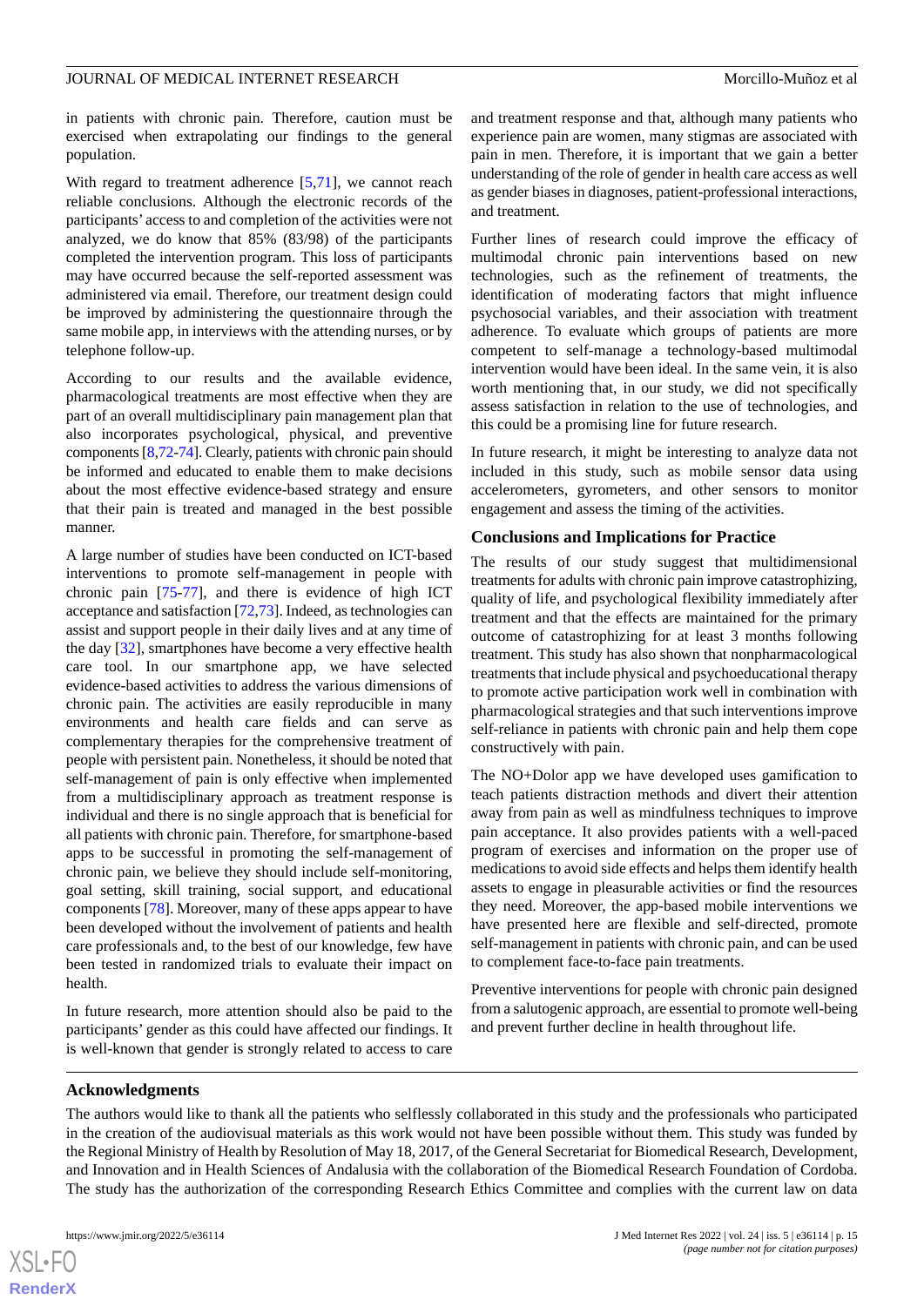in patients with chronic pain. Therefore, caution must be exercised when extrapolating our findings to the general population.

With regard to treatment adherence [5,71], we cannot reach reliable conclusions. Although the electronic records of the participants' access to and completion of the activities were not analyzed, we do know that 85% (83/98) of the participants completed the intervention program. This loss of participants may have occurred because the self-reported assessment was administered via email. Therefore, our treatment design could be improved by administering the questionnaire through the same mobile app, in interviews with the attending nurses, or by telephone follow-up.

According to our results and the available evidence, pharmacological treatments are most effective when they are part of an overall multidisciplinary pain management plan that also incorporates psychological, physical, and preventive components [8,72-74]. Clearly, patients with chronic pain should be informed and educated to enable them to make decisions about the most effective evidence-based strategy and ensure that their pain is treated and managed in the best possible manner.

A large number of studies have been conducted on ICT-based interventions to promote self-management in people with chronic pain [75-77], and there is evidence of high ICT acceptance and satisfaction [72,73]. Indeed, as technologies can assist and support people in their daily lives and at any time of the day [32], smartphones have become a very effective health care tool. In our smartphone app, we have selected evidence-based activities to address the various dimensions of chronic pain. The activities are easily reproducible in many environments and health care fields and can serve as complementary therapies for the comprehensive treatment of people with persistent pain. Nonetheless, it should be noted that self-management of pain is only effective when implemented from a multidisciplinary approach as treatment response is individual and there is no single approach that is beneficial for all patients with chronic pain. Therefore, for smartphone-based apps to be successful in promoting the self-management of chronic pain, we believe they should include self-monitoring, goal setting, skill training, social support, and educational components [78]. Moreover, many of these apps appear to have been developed without the involvement of patients and health care professionals and, to the best of our knowledge, few have been tested in randomized trials to evaluate their impact on health.

In future research, more attention should also be paid to the participants' gender as this could have affected our findings. It is well-known that gender is strongly related to access to care and treatment response and that, although many patients who experience pain are women, many stigmas are associated with pain in men. Therefore, it is important that we gain a better understanding of the role of gender in health care access as well as gender biases in diagnoses, patient-professional interactions, and treatment.

Further lines of research could improve the efficacy of multimodal chronic pain interventions based on new technologies, such as the refinement of treatments, the identification of moderating factors that might influence psychosocial variables, and their association with treatment adherence. To evaluate which groups of patients are more competent to self-manage a technology-based multimodal intervention would have been ideal. In the same vein, it is also worth mentioning that, in our study, we did not specifically assess satisfaction in relation to the use of technologies, and this could be a promising line for future research.

In future research, it might be interesting to analyze data not included in this study, such as mobile sensor data using accelerometers, gyrometers, and other sensors to monitor engagement and assess the timing of the activities.

### Conclusions and Implications for Practice

The results of our study suggest that multidimensional treatments for adults with chronic pain improve catastrophizing, quality of life, and psychological flexibility immediately after treatment and that the effects are maintained for the primary outcome of catastrophizing for at least 3 months following treatment. This study has also shown that nonpharmacological treatments that include physical and psychoeducational therapy to promote active participation work well in combination with pharmacological strategies and that such interventions improve self-reliance in patients with chronic pain and help them cope constructively with pain.

The NO+Dolor app we have developed uses gamification to teach patients distraction methods and divert their attention away from pain as well as mindfulness techniques to improve pain acceptance. It also provides patients with a well-paced program of exercises and information on the proper use of medications to avoid side effects and helps them identify health assets to engage in pleasurable activities or find the resources they need. Moreover, the app-based mobile interventions we have presented here are flexible and self-directed, promote self-management in patients with chronic pain, and can be used to complement face-to-face pain treatments.

Preventive interventions for people with chronic pain designed from a salutogenic approach, are essential to promote well-being and prevent further decline in health throughout life.

## Acknowledgments

The authors would like to thank all the patients who selflessly collaborated in this study and the professionals who participated in the creation of the audiovisual materials as this work would not have been possible without them. This study was funded by the Regional Ministry of Health by Resolution of May 18, 2017, of the General Secretariat for Biomedical Research, Development, and Innovation and in Health Sciences of Andalusia with the collaboration of the Biomedical Research Foundation of Cordoba. The study has the authorization of the corresponding Research Ethics Committee and complies with the current law on data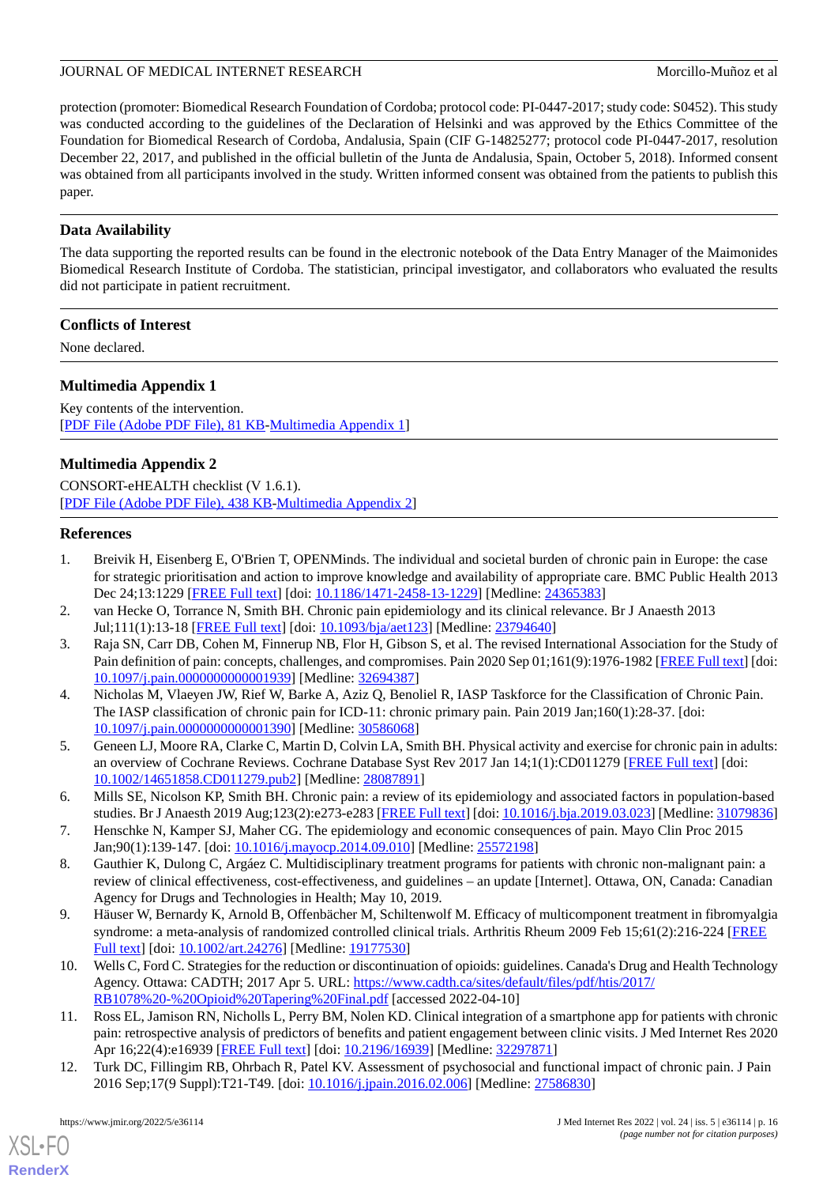protection (promoter: Biomedical Research Foundation of Cordoba; protocol code: PI-0447-2017; study code: S0452). This study was conducted according to the guidelines of the Declaration of Helsinki and was approved by the Ethics Committee of the Foundation for Biomedical Research of Cordoba, Andalusia, Spain (CIF G-14825277; protocol code PI-0447-2017, resolution December 22, 2017, and published in the official bulletin of the Junta de Andalusia, Spain, October 5, 2018). Informed consent was obtained from all participants involved in the study. Written informed consent was obtained from the patients to publish this paper.

## Data Availability

The data supporting the reported results can be found in the electronic notebook of the Data Entry Manager of the Maimonides Biomedical Research Institute of Cordoba. The statistician, principal investigator, and collaborators who evaluated the results did not participate in patient recruitment.

## Conflicts of Interest

None declared.

## Multimedia Appendix 1

Key contents of the intervention.
[PDF File (Adobe PDF File), 81 KB-Multimedia Appendix 1]

## Multimedia Appendix 2

CONSORT-eHEALTH checklist (V 1.6.1).
[PDF File (Adobe PDF File), 438 KB-Multimedia Appendix 2]

## References

1. Breivik H, Eisenberg E, O'Brien T, OPENMinds. The individual and societal burden of chronic pain in Europe: the case for strategic prioritisation and action to improve knowledge and availability of appropriate care. BMC Public Health 2013 Dec 24;13:1229 [FREE Full text] [doi: 10.1186/1471-2458-13-1229] [Medline: 24365383]
2. van Hecke O, Torrance N, Smith BH. Chronic pain epidemiology and its clinical relevance. Br J Anaesth 2013 Jul;111(1):13-18 [FREE Full text] [doi: 10.1093/bja/aet123] [Medline: 23794640]
3. Raja SN, Carr DB, Cohen M, Finnerup NB, Flor H, Gibson S, et al. The revised International Association for the Study of Pain definition of pain: concepts, challenges, and compromises. Pain 2020 Sep 01;161(9):1976-1982 [FREE Full text] [doi: 10.1097/j.pain.0000000000001939] [Medline: 32694387]
4. Nicholas M, Vlaeyen JW, Rief W, Barke A, Aziz Q, Benoliel R, IASP Taskforce for the Classification of Chronic Pain. The IASP classification of chronic pain for ICD-11: chronic primary pain. Pain 2019 Jan;160(1):28-37. [doi: 10.1097/j.pain.0000000000001390] [Medline: 30586068]
5. Geneen LJ, Moore RA, Clarke C, Martin D, Colvin LA, Smith BH. Physical activity and exercise for chronic pain in adults: an overview of Cochrane Reviews. Cochrane Database Syst Rev 2017 Jan 14;1(1):CD011279 [FREE Full text] [doi: 10.1002/14651858.CD011279.pub2] [Medline: 28087891]
6. Mills SE, Nicolson KP, Smith BH. Chronic pain: a review of its epidemiology and associated factors in population-based studies. Br J Anaesth 2019 Aug;123(2):e273-e283 [FREE Full text] [doi: 10.1016/j.bja.2019.03.023] [Medline: 31079836]
7. Henschke N, Kamper SJ, Maher CG. The epidemiology and economic consequences of pain. Mayo Clin Proc 2015 Jan;90(1):139-147. [doi: 10.1016/j.mayocp.2014.09.010] [Medline: 25572198]
8. Gauthier K, Dulong C, Argáez C. Multidisciplinary treatment programs for patients with chronic non-malignant pain: a review of clinical effectiveness, cost-effectiveness, and guidelines – an update [Internet]. Ottawa, ON, Canada: Canadian Agency for Drugs and Technologies in Health; May 10, 2019.
9. Häuser W, Bernardy K, Arnold B, Offenbächer M, Schiltenwolf M. Efficacy of multicomponent treatment in fibromyalgia syndrome: a meta-analysis of randomized controlled clinical trials. Arthritis Rheum 2009 Feb 15;61(2):216-224 [FREE Full text] [doi: 10.1002/art.24276] [Medline: 19177530]
10. Wells C, Ford C. Strategies for the reduction or discontinuation of opioids: guidelines. Canada's Drug and Health Technology Agency. Ottawa: CADTH; 2017 Apr 5. URL: https://www.cadth.ca/sites/default/files/pdf/htis/2017/RB1078%20-%20Opioid%20Tapering%20Final.pdf [accessed 2022-04-10]
11. Ross EL, Jamison RN, Nicholls L, Perry BM, Nolen KD. Clinical integration of a smartphone app for patients with chronic pain: retrospective analysis of predictors of benefits and patient engagement between clinic visits. J Med Internet Res 2020 Apr 16;22(4):e16939 [FREE Full text] [doi: 10.2196/16939] [Medline: 32297871]
12. Turk DC, Fillingim RB, Ohrbach R, Patel KV. Assessment of psychosocial and functional impact of chronic pain. J Pain 2016 Sep;17(9 Suppl):T21-T49. [doi: 10.1016/j.jpain.2016.02.006] [Medline: 27586830]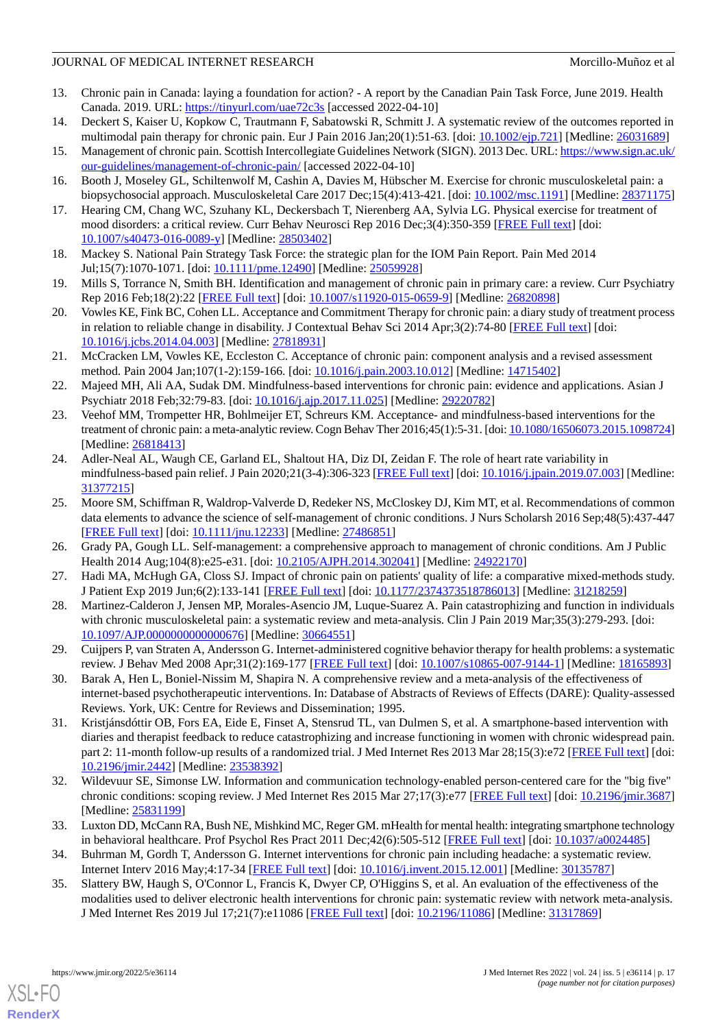13. Chronic pain in Canada: laying a foundation for action? - A report by the Canadian Pain Task Force, June 2019. Health Canada. 2019. URL: https://tinyurl.com/uae72c3s [accessed 2022-04-10]
14. Deckert S, Kaiser U, Kopkow C, Trautmann F, Sabatowski R, Schmitt J. A systematic review of the outcomes reported in multimodal pain therapy for chronic pain. Eur J Pain 2016 Jan;20(1):51-63. [doi: 10.1002/ejp.721] [Medline: 26031689]
15. Management of chronic pain. Scottish Intercollegiate Guidelines Network (SIGN). 2013 Dec. URL: https://www.sign.ac.uk/our-guidelines/management-of-chronic-pain/ [accessed 2022-04-10]
16. Booth J, Moseley GL, Schiltenwolf M, Cashin A, Davies M, Hübscher M. Exercise for chronic musculoskeletal pain: a biopsychosocial approach. Musculoskeletal Care 2017 Dec;15(4):413-421. [doi: 10.1002/msc.1191] [Medline: 28371175]
17. Hearing CM, Chang WC, Szuhany KL, Deckersbach T, Nierenberg AA, Sylvia LG. Physical exercise for treatment of mood disorders: a critical review. Curr Behav Neurosci Rep 2016 Dec;3(4):350-359 [FREE Full text] [doi: 10.1007/s40473-016-0089-y] [Medline: 28503402]
18. Mackey S. National Pain Strategy Task Force: the strategic plan for the IOM Pain Report. Pain Med 2014 Jul;15(7):1070-1071. [doi: 10.1111/pme.12490] [Medline: 25059928]
19. Mills S, Torrance N, Smith BH. Identification and management of chronic pain in primary care: a review. Curr Psychiatry Rep 2016 Feb;18(2):22 [FREE Full text] [doi: 10.1007/s11920-015-0659-9] [Medline: 26820898]
20. Vowles KE, Fink BC, Cohen LL. Acceptance and Commitment Therapy for chronic pain: a diary study of treatment process in relation to reliable change in disability. J Contextual Behav Sci 2014 Apr;3(2):74-80 [FREE Full text] [doi: 10.1016/j.jcbs.2014.04.003] [Medline: 27818931]
21. McCracken LM, Vowles KE, Eccleston C. Acceptance of chronic pain: component analysis and a revised assessment method. Pain 2004 Jan;107(1-2):159-166. [doi: 10.1016/j.pain.2003.10.012] [Medline: 14715402]
22. Majeed MH, Ali AA, Sudak DM. Mindfulness-based interventions for chronic pain: evidence and applications. Asian J Psychiatr 2018 Feb;32:79-83. [doi: 10.1016/j.ajp.2017.11.025] [Medline: 29220782]
23. Veehof MM, Trompetter HR, Bohlmeijer ET, Schreurs KM. Acceptance- and mindfulness-based interventions for the treatment of chronic pain: a meta-analytic review. Cogn Behav Ther 2016;45(1):5-31. [doi: 10.1080/16506073.2015.1098724] [Medline: 26818413]
24. Adler-Neal AL, Waugh CE, Garland EL, Shaltout HA, Diz DI, Zeidan F. The role of heart rate variability in mindfulness-based pain relief. J Pain 2020;21(3-4):306-323 [FREE Full text] [doi: 10.1016/j.jpain.2019.07.003] [Medline: 31377215]
25. Moore SM, Schiffman R, Waldrop-Valverde D, Redeker NS, McCloskey DJ, Kim MT, et al. Recommendations of common data elements to advance the science of self-management of chronic conditions. J Nurs Scholarsh 2016 Sep;48(5):437-447 [FREE Full text] [doi: 10.1111/jnu.12233] [Medline: 27486851]
26. Grady PA, Gough LL. Self-management: a comprehensive approach to management of chronic conditions. Am J Public Health 2014 Aug;104(8):e25-e31. [doi: 10.2105/AJPH.2014.302041] [Medline: 24922170]
27. Hadi MA, McHugh GA, Closs SJ. Impact of chronic pain on patients' quality of life: a comparative mixed-methods study. J Patient Exp 2019 Jun;6(2):133-141 [FREE Full text] [doi: 10.1177/2374373518786013] [Medline: 31218259]
28. Martinez-Calderon J, Jensen MP, Morales-Asencio JM, Luque-Suarez A. Pain catastrophizing and function in individuals with chronic musculoskeletal pain: a systematic review and meta-analysis. Clin J Pain 2019 Mar;35(3):279-293. [doi: 10.1097/AJP.0000000000000676] [Medline: 30664551]
29. Cuijpers P, van Straten A, Andersson G. Internet-administered cognitive behavior therapy for health problems: a systematic review. J Behav Med 2008 Apr;31(2):169-177 [FREE Full text] [doi: 10.1007/s10865-007-9144-1] [Medline: 18165893]
30. Barak A, Hen L, Boniel-Nissim M, Shapira N. A comprehensive review and a meta-analysis of the effectiveness of internet-based psychotherapeutic interventions. In: Database of Abstracts of Reviews of Effects (DARE): Quality-assessed Reviews. York, UK: Centre for Reviews and Dissemination; 1995.
31. Kristjánsdóttir OB, Fors EA, Eide E, Finset A, Stensrud TL, van Dulmen S, et al. A smartphone-based intervention with diaries and therapist feedback to reduce catastrophizing and increase functioning in women with chronic widespread pain. part 2: 11-month follow-up results of a randomized trial. J Med Internet Res 2013 Mar 28;15(3):e72 [FREE Full text] [doi: 10.2196/jmir.2442] [Medline: 23538392]
32. Wildevuur SE, Simonse LW. Information and communication technology-enabled person-centered care for the "big five" chronic conditions: scoping review. J Med Internet Res 2015 Mar 27;17(3):e77 [FREE Full text] [doi: 10.2196/jmir.3687] [Medline: 25831199]
33. Luxton DD, McCann RA, Bush NE, Mishkind MC, Reger GM. mHealth for mental health: integrating smartphone technology in behavioral healthcare. Prof Psychol Res Pract 2011 Dec;42(6):505-512 [FREE Full text] [doi: 10.1037/a0024485]
34. Buhrman M, Gordh T, Andersson G. Internet interventions for chronic pain including headache: a systematic review. Internet Interv 2016 May;4:17-34 [FREE Full text] [doi: 10.1016/j.invent.2015.12.001] [Medline: 30135787]
35. Slattery BW, Haugh S, O'Connor L, Francis K, Dwyer CP, O'Higgins S, et al. An evaluation of the effectiveness of the modalities used to deliver electronic health interventions for chronic pain: systematic review with network meta-analysis. J Med Internet Res 2019 Jul 17;21(7):e11086 [FREE Full text] [doi: 10.2196/11086] [Medline: 31317869]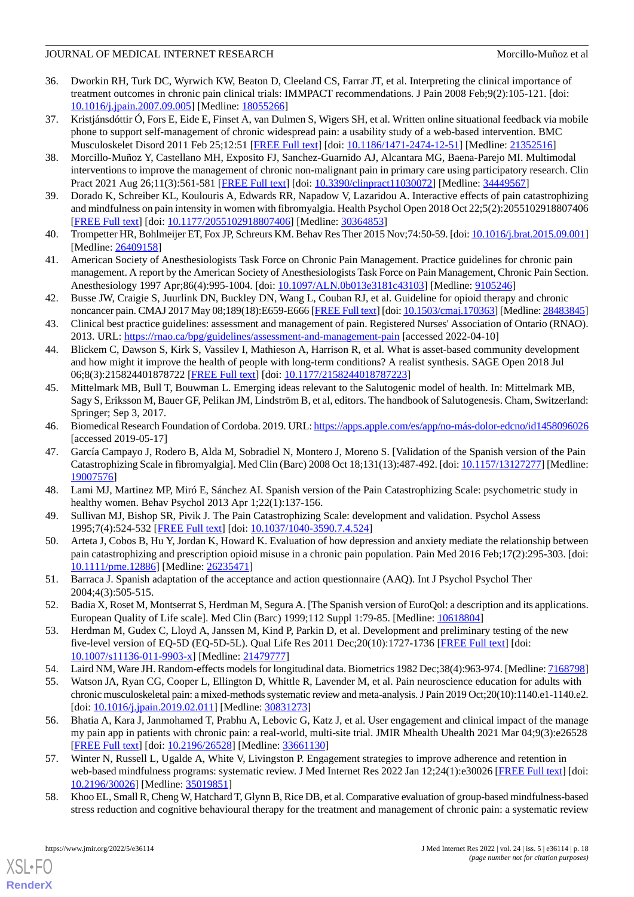36. Dworkin RH, Turk DC, Wyrwich KW, Beaton D, Cleeland CS, Farrar JT, et al. Interpreting the clinical importance of treatment outcomes in chronic pain clinical trials: IMMPACT recommendations. J Pain 2008 Feb;9(2):105-121. [doi: 10.1016/j.jpain.2007.09.005] [Medline: 18055266]
37. Kristjánsdóttir Ó, Fors E, Eide E, Finset A, van Dulmen S, Wigers SH, et al. Written online situational feedback via mobile phone to support self-management of chronic widespread pain: a usability study of a web-based intervention. BMC Musculoskelet Disord 2011 Feb 25;12:51 [FREE Full text] [doi: 10.1186/1471-2474-12-51] [Medline: 21352516]
38. Morcillo-Muñoz Y, Castellano MH, Exposito FJ, Sanchez-Guarnido AJ, Alcantara MG, Baena-Parejo MI. Multimodal interventions to improve the management of chronic non-malignant pain in primary care using participatory research. Clin Pract 2021 Aug 26;11(3):561-581 [FREE Full text] [doi: 10.3390/clinpract11030072] [Medline: 34449567]
39. Dorado K, Schreiber KL, Koulouris A, Edwards RR, Napadow V, Lazaridou A. Interactive effects of pain catastrophizing and mindfulness on pain intensity in women with fibromyalgia. Health Psychol Open 2018 Oct 22;5(2):2055102918807406 [FREE Full text] [doi: 10.1177/2055102918807406] [Medline: 30364853]
40. Trompetter HR, Bohlmeijer ET, Fox JP, Schreurs KM. Behav Res Ther 2015 Nov;74:50-59. [doi: 10.1016/j.brat.2015.09.001] [Medline: 26409158]
41. American Society of Anesthesiologists Task Force on Chronic Pain Management. Practice guidelines for chronic pain management. A report by the American Society of Anesthesiologists Task Force on Pain Management, Chronic Pain Section. Anesthesiology 1997 Apr;86(4):995-1004. [doi: 10.1097/ALN.0b013e3181c43103] [Medline: 9105246]
42. Busse JW, Craigie S, Juurlink DN, Buckley DN, Wang L, Couban RJ, et al. Guideline for opioid therapy and chronic noncancer pain. CMAJ 2017 May 08;189(18):E659-E666 [FREE Full text] [doi: 10.1503/cmaj.170363] [Medline: 28483845]
43. Clinical best practice guidelines: assessment and management of pain. Registered Nurses' Association of Ontario (RNAO). 2013. URL: https://rnao.ca/bpg/guidelines/assessment-and-management-pain [accessed 2022-04-10]
44. Blickem C, Dawson S, Kirk S, Vassilev I, Mathieson A, Harrison R, et al. What is asset-based community development and how might it improve the health of people with long-term conditions? A realist synthesis. SAGE Open 2018 Jul 06;8(3):215824401878722 [FREE Full text] [doi: 10.1177/2158244018787223]
45. Mittelmark MB, Bull T, Bouwman L. Emerging ideas relevant to the Salutogenic model of health. In: Mittelmark MB, Sagy S, Eriksson M, Bauer GF, Pelikan JM, Lindström B, et al, editors. The handbook of Salutogenesis. Cham, Switzerland: Springer; Sep 3, 2017.
46. Biomedical Research Foundation of Cordoba. 2019. URL: https://apps.apple.com/es/app/no-más-dolor-edcno/id1458096026 [accessed 2019-05-17]
47. García Campayo J, Rodero B, Alda M, Sobradiel N, Montero J, Moreno S. [Validation of the Spanish version of the Pain Catastrophizing Scale in fibromyalgia]. Med Clin (Barc) 2008 Oct 18;131(13):487-492. [doi: 10.1157/13127277] [Medline: 19007576]
48. Lami MJ, Martinez MP, Miró E, Sánchez AI. Spanish version of the Pain Catastrophizing Scale: psychometric study in healthy women. Behav Psychol 2013 Apr 1;22(1):137-156.
49. Sullivan MJ, Bishop SR, Pivik J. The Pain Catastrophizing Scale: development and validation. Psychol Assess 1995;7(4):524-532 [FREE Full text] [doi: 10.1037/1040-3590.7.4.524]
50. Arteta J, Cobos B, Hu Y, Jordan K, Howard K. Evaluation of how depression and anxiety mediate the relationship between pain catastrophizing and prescription opioid misuse in a chronic pain population. Pain Med 2016 Feb;17(2):295-303. [doi: 10.1111/pme.12886] [Medline: 26235471]
51. Barraca J. Spanish adaptation of the acceptance and action questionnaire (AAQ). Int J Psychol Psychol Ther 2004;4(3):505-515.
52. Badia X, Roset M, Montserrat S, Herdman M, Segura A. [The Spanish version of EuroQol: a description and its applications. European Quality of Life scale]. Med Clin (Barc) 1999;112 Suppl 1:79-85. [Medline: 10618804]
53. Herdman M, Gudex C, Lloyd A, Janssen M, Kind P, Parkin D, et al. Development and preliminary testing of the new five-level version of EQ-5D (EQ-5D-5L). Qual Life Res 2011 Dec;20(10):1727-1736 [FREE Full text] [doi: 10.1007/s11136-011-9903-x] [Medline: 21479777]
54. Laird NM, Ware JH. Random-effects models for longitudinal data. Biometrics 1982 Dec;38(4):963-974. [Medline: 7168798]
55. Watson JA, Ryan CG, Cooper L, Ellington D, Whittle R, Lavender M, et al. Pain neuroscience education for adults with chronic musculoskeletal pain: a mixed-methods systematic review and meta-analysis. J Pain 2019 Oct;20(10):1140.e1-1140.e2. [doi: 10.1016/j.jpain.2019.02.011] [Medline: 30831273]
56. Bhatia A, Kara J, Janmohamed T, Prabhu A, Lebovic G, Katz J, et al. User engagement and clinical impact of the manage my pain app in patients with chronic pain: a real-world, multi-site trial. JMIR Mhealth Uhealth 2021 Mar 04;9(3):e26528 [FREE Full text] [doi: 10.2196/26528] [Medline: 33661130]
57. Winter N, Russell L, Ugalde A, White V, Livingston P. Engagement strategies to improve adherence and retention in web-based mindfulness programs: systematic review. J Med Internet Res 2022 Jan 12;24(1):e30026 [FREE Full text] [doi: 10.2196/30026] [Medline: 35019851]
58. Khoo EL, Small R, Cheng W, Hatchard T, Glynn B, Rice DB, et al. Comparative evaluation of group-based mindfulness-based stress reduction and cognitive behavioural therapy for the treatment and management of chronic pain: a systematic review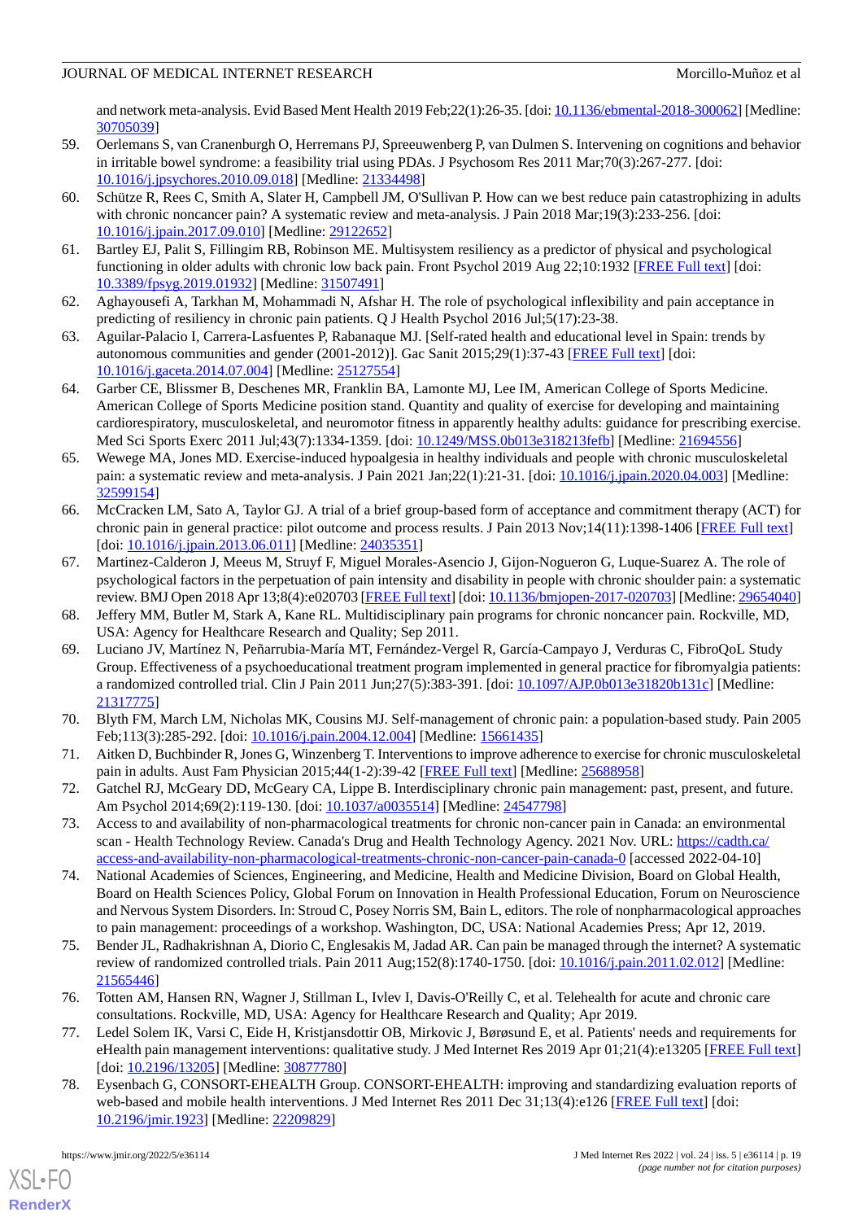and network meta-analysis. Evid Based Ment Health 2019 Feb;22(1):26-35. [doi: 10.1136/ebmental-2018-300062] [Medline: 30705039]

59. Oerlemans S, van Cranenburgh O, Herremans PJ, Spreeuwenberg P, van Dulmen S. Intervening on cognitions and behavior in irritable bowel syndrome: a feasibility trial using PDAs. J Psychosom Res 2011 Mar;70(3):267-277. [doi: 10.1016/j.jpsychores.2010.09.018] [Medline: 21334498]
60. Schütze R, Rees C, Smith A, Slater H, Campbell JM, O'Sullivan P. How can we best reduce pain catastrophizing in adults with chronic noncancer pain? A systematic review and meta-analysis. J Pain 2018 Mar;19(3):233-256. [doi: 10.1016/j.jpain.2017.09.010] [Medline: 29122652]
61. Bartley EJ, Palit S, Fillingim RB, Robinson ME. Multisystem resiliency as a predictor of physical and psychological functioning in older adults with chronic low back pain. Front Psychol 2019 Aug 22;10:1932 [FREE Full text] [doi: 10.3389/fpsyg.2019.01932] [Medline: 31507491]
62. Aghayousefi A, Tarkhan M, Mohammadi N, Afshar H. The role of psychological inflexibility and pain acceptance in predicting of resiliency in chronic pain patients. Q J Health Psychol 2016 Jul;5(17):23-38.
63. Aguilar-Palacio I, Carrera-Lasfuentes P, Rabanaque MJ. [Self-rated health and educational level in Spain: trends by autonomous communities and gender (2001-2012)]. Gac Sanit 2015;29(1):37-43 [FREE Full text] [doi: 10.1016/j.gaceta.2014.07.004] [Medline: 25127554]
64. Garber CE, Blissmer B, Deschenes MR, Franklin BA, Lamonte MJ, Lee IM, American College of Sports Medicine. American College of Sports Medicine position stand. Quantity and quality of exercise for developing and maintaining cardiorespiratory, musculoskeletal, and neuromotor fitness in apparently healthy adults: guidance for prescribing exercise. Med Sci Sports Exerc 2011 Jul;43(7):1334-1359. [doi: 10.1249/MSS.0b013e318213fefb] [Medline: 21694556]
65. Wewege MA, Jones MD. Exercise-induced hypoalgesia in healthy individuals and people with chronic musculoskeletal pain: a systematic review and meta-analysis. J Pain 2021 Jan;22(1):21-31. [doi: 10.1016/j.jpain.2020.04.003] [Medline: 32599154]
66. McCracken LM, Sato A, Taylor GJ. A trial of a brief group-based form of acceptance and commitment therapy (ACT) for chronic pain in general practice: pilot outcome and process results. J Pain 2013 Nov;14(11):1398-1406 [FREE Full text] [doi: 10.1016/j.jpain.2013.06.011] [Medline: 24035351]
67. Martinez-Calderon J, Meeus M, Struyf F, Miguel Morales-Asencio J, Gijon-Nogueron G, Luque-Suarez A. The role of psychological factors in the perpetuation of pain intensity and disability in people with chronic shoulder pain: a systematic review. BMJ Open 2018 Apr 13;8(4):e020703 [FREE Full text] [doi: 10.1136/bmjopen-2017-020703] [Medline: 29654040]
68. Jeffery MM, Butler M, Stark A, Kane RL. Multidisciplinary pain programs for chronic noncancer pain. Rockville, MD, USA: Agency for Healthcare Research and Quality; Sep 2011.
69. Luciano JV, Martínez N, Peñarrubia-María MT, Fernández-Vergel R, García-Campayo J, Verduras C, FibroQoL Study Group. Effectiveness of a psychoeducational treatment program implemented in general practice for fibromyalgia patients: a randomized controlled trial. Clin J Pain 2011 Jun;27(5):383-391. [doi: 10.1097/AJP.0b013e31820b131c] [Medline: 21317775]
70. Blyth FM, March LM, Nicholas MK, Cousins MJ. Self-management of chronic pain: a population-based study. Pain 2005 Feb;113(3):285-292. [doi: 10.1016/j.pain.2004.12.004] [Medline: 15661435]
71. Aitken D, Buchbinder R, Jones G, Winzenberg T. Interventions to improve adherence to exercise for chronic musculoskeletal pain in adults. Aust Fam Physician 2015;44(1-2):39-42 [FREE Full text] [Medline: 25688958]
72. Gatchel RJ, McGeary DD, McGeary CA, Lippe B. Interdisciplinary chronic pain management: past, present, and future. Am Psychol 2014;69(2):119-130. [doi: 10.1037/a0035514] [Medline: 24547798]
73. Access to and availability of non-pharmacological treatments for chronic non-cancer pain in Canada: an environmental scan - Health Technology Review. Canada's Drug and Health Technology Agency. 2021 Nov. URL: https://cadth.ca/access-and-availability-non-pharmacological-treatments-chronic-non-cancer-pain-canada-0 [accessed 2022-04-10]
74. National Academies of Sciences, Engineering, and Medicine, Health and Medicine Division, Board on Global Health, Board on Health Sciences Policy, Global Forum on Innovation in Health Professional Education, Forum on Neuroscience and Nervous System Disorders. In: Stroud C, Posey Norris SM, Bain L, editors. The role of nonpharmacological approaches to pain management: proceedings of a workshop. Washington, DC, USA: National Academies Press; Apr 12, 2019.
75. Bender JL, Radhakrishnan A, Diorio C, Englesakis M, Jadad AR. Can pain be managed through the internet? A systematic review of randomized controlled trials. Pain 2011 Aug;152(8):1740-1750. [doi: 10.1016/j.pain.2011.02.012] [Medline: 21565446]
76. Totten AM, Hansen RN, Wagner J, Stillman L, Ivlev I, Davis-O'Reilly C, et al. Telehealth for acute and chronic care consultations. Rockville, MD, USA: Agency for Healthcare Research and Quality; Apr 2019.
77. Ledel Solem IK, Varsi C, Eide H, Kristjansdottir OB, Mirkovic J, Børøsund E, et al. Patients' needs and requirements for eHealth pain management interventions: qualitative study. J Med Internet Res 2019 Apr 01;21(4):e13205 [FREE Full text] [doi: 10.2196/13205] [Medline: 30877780]
78. Eysenbach G, CONSORT-EHEALTH Group. CONSORT-EHEALTH: improving and standardizing evaluation reports of web-based and mobile health interventions. J Med Internet Res 2011 Dec 31;13(4):e126 [FREE Full text] [doi: 10.2196/jmir.1923] [Medline: 22209829]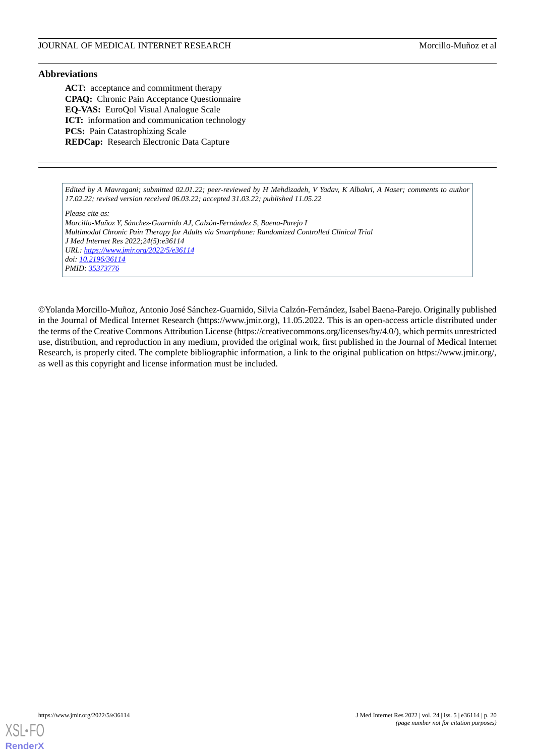## Abbreviations

**ACT:** acceptance and commitment therapy
**CPAQ:** Chronic Pain Acceptance Questionnaire
**EQ-VAS:** EuroQol Visual Analogue Scale
**ICT:** information and communication technology
**PCS:** Pain Catastrophizing Scale
**REDCap:** Research Electronic Data Capture

*Edited by A Mavragani; submitted 02.01.22; peer-reviewed by H Mehdizadeh, V Yadav, K Albakri, A Naser; comments to author 17.02.22; revised version received 06.03.22; accepted 31.03.22; published 11.05.22*

*Please cite as:*
*Morcillo-Muñoz Y, Sánchez-Guarnido AJ, Calzón-Fernández S, Baena-Parejo I*
*Multimodal Chronic Pain Therapy for Adults via Smartphone: Randomized Controlled Clinical Trial*
*J Med Internet Res 2022;24(5):e36114*
*URL: https://www.jmir.org/2022/5/e36114*
*doi: 10.2196/36114*
*PMID: 35373776*

©Yolanda Morcillo-Muñoz, Antonio José Sánchez-Guarnido, Silvia Calzón-Fernández, Isabel Baena-Parejo. Originally published in the Journal of Medical Internet Research (https://www.jmir.org), 11.05.2022. This is an open-access article distributed under the terms of the Creative Commons Attribution License (https://creativecommons.org/licenses/by/4.0/), which permits unrestricted use, distribution, and reproduction in any medium, provided the original work, first published in the Journal of Medical Internet Research, is properly cited. The complete bibliographic information, a link to the original publication on https://www.jmir.org/, as well as this copyright and license information must be included.